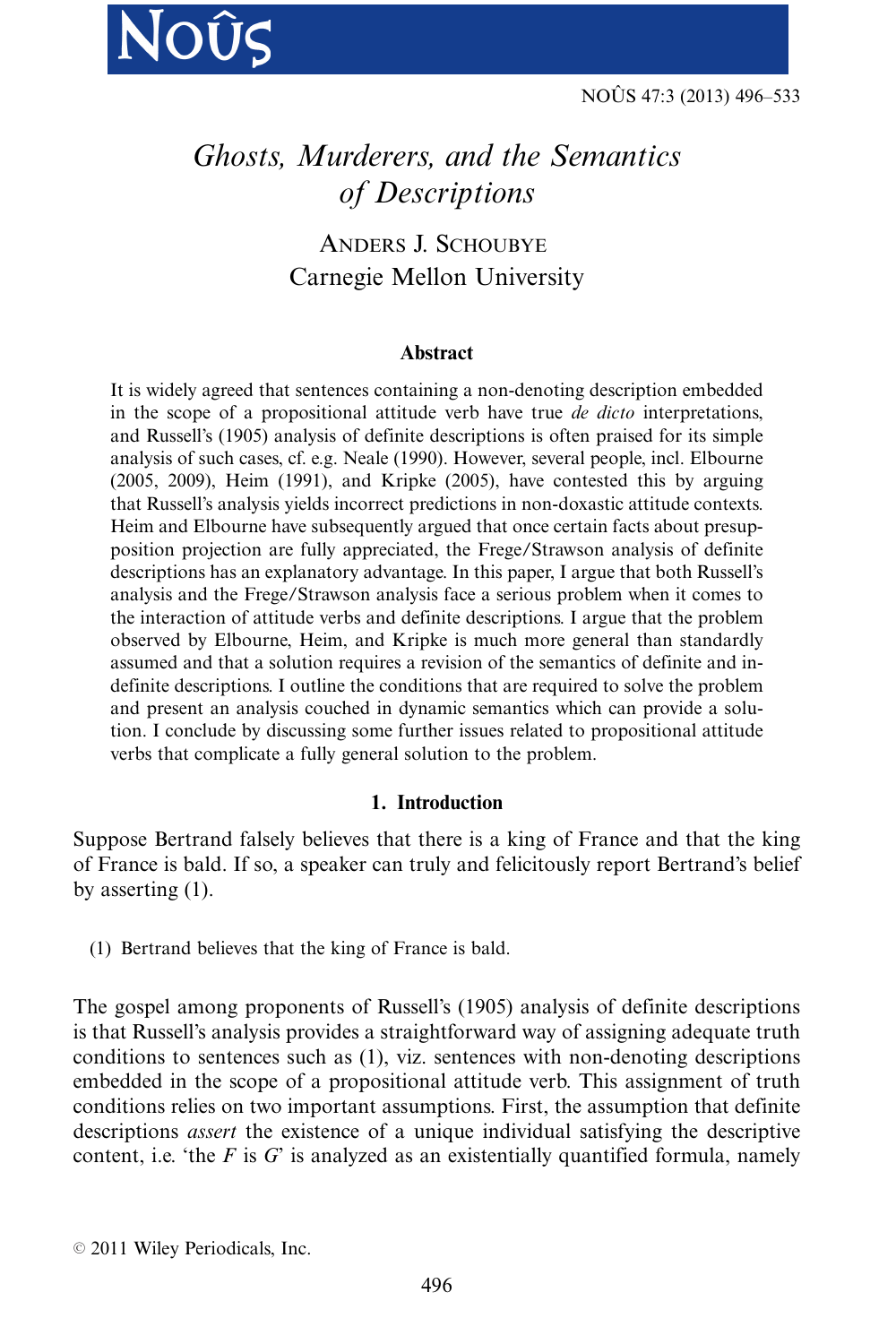# *Ghosts, Murderers, and the Semantics of Descriptions*

ANDERS J. SCHOUBYE
Carnegie Mellon University

### Abstract

It is widely agreed that sentences containing a non-denoting description embedded in the scope of a propositional attitude verb have true *de dicto* interpretations, and Russell's (1905) analysis of definite descriptions is often praised for its simple analysis of such cases, cf. e.g. Neale (1990). However, several people, incl. Elbourne (2005, 2009), Heim (1991), and Kripke (2005), have contested this by arguing that Russell's analysis yields incorrect predictions in non-doxastic attitude contexts. Heim and Elbourne have subsequently argued that once certain facts about presupposition projection are fully appreciated, the Frege/Strawson analysis of definite descriptions has an explanatory advantage. In this paper, I argue that both Russell's analysis and the Frege/Strawson analysis face a serious problem when it comes to the interaction of attitude verbs and definite descriptions. I argue that the problem observed by Elbourne, Heim, and Kripke is much more general than standardly assumed and that a solution requires a revision of the semantics of definite and indefinite descriptions. I outline the conditions that are required to solve the problem and present an analysis couched in dynamic semantics which can provide a solution. I conclude by discussing some further issues related to propositional attitude verbs that complicate a fully general solution to the problem.

## 1. Introduction

Suppose Bertrand falsely believes that there is a king of France and that the king of France is bald. If so, a speaker can truly and felicitously report Bertrand's belief by asserting (1).

(1) Bertrand believes that the king of France is bald.

The gospel among proponents of Russell's (1905) analysis of definite descriptions is that Russell's analysis provides a straightforward way of assigning adequate truth conditions to sentences such as (1), viz. sentences with non-denoting descriptions embedded in the scope of a propositional attitude verb. This assignment of truth conditions relies on two important assumptions. First, the assumption that definite descriptions *assert* the existence of a unique individual satisfying the descriptive content, i.e. 'the *F* is *G*' is analyzed as an existentially quantified formula, namely

© 2011 Wiley Periodicals, Inc.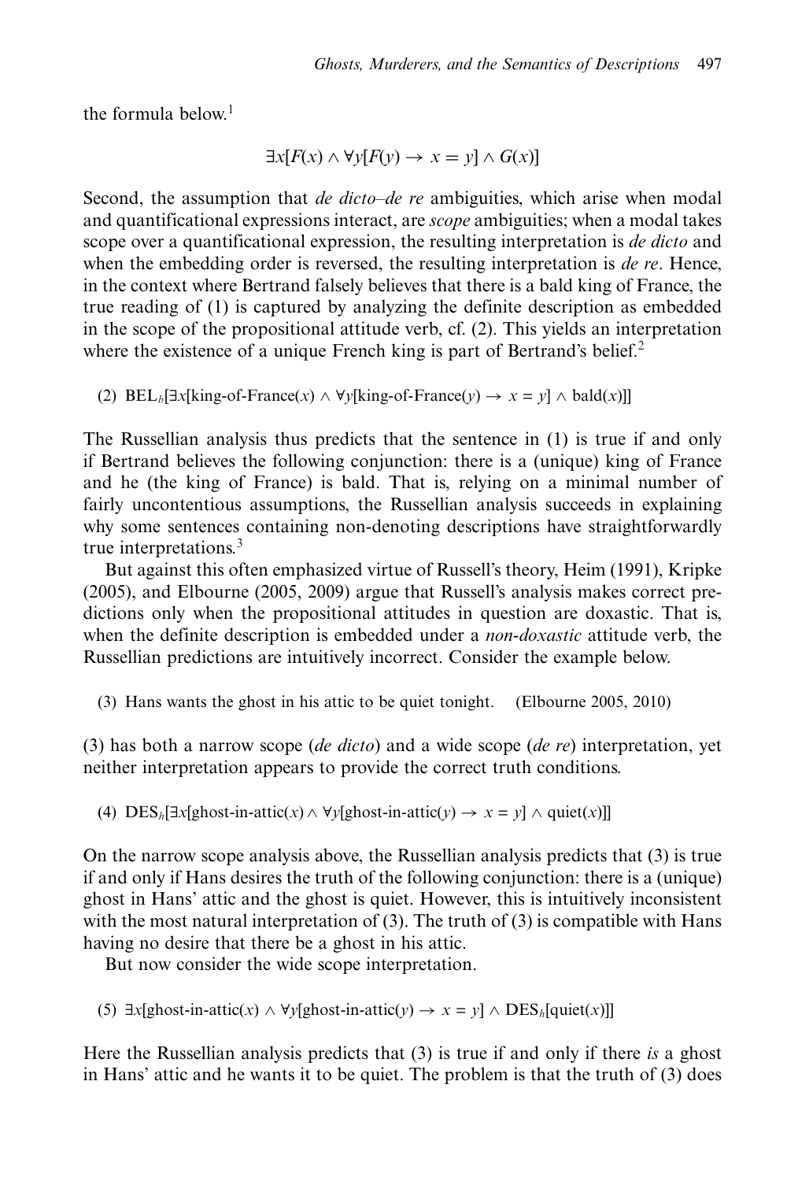the formula below.[1]

$$\exists x[F(x) \land \forall y[F(y) \rightarrow x = y] \land G(x)]$$

Second, the assumption that *de dicto–de re* ambiguities, which arise when modal and quantificational expressions interact, are *scope* ambiguities; when a modal takes scope over a quantificational expression, the resulting interpretation is *de dicto* and when the embedding order is reversed, the resulting interpretation is *de re*. Hence, in the context where Bertrand falsely believes that there is a bald king of France, the true reading of (1) is captured by analyzing the definite description as embedded in the scope of the propositional attitude verb, cf. (2). This yields an interpretation where the existence of a unique French king is part of Bertrand's belief.[2]

(2) $\text{BEL}_b[\exists x[\text{king-of-France}(x) \land \forall y[\text{king-of-France}(y) \rightarrow x = y] \land \text{bald}(x)]]$

The Russellian analysis thus predicts that the sentence in (1) is true if and only if Bertrand believes the following conjunction: there is a (unique) king of France and he (the king of France) is bald. That is, relying on a minimal number of fairly uncontentious assumptions, the Russellian analysis succeeds in explaining why some sentences containing non-denoting descriptions have straightforwardly true interpretations.[3]

But against this often emphasized virtue of Russell's theory, Heim (1991), Kripke (2005), and Elbourne (2005, 2009) argue that Russell's analysis makes correct predictions only when the propositional attitudes in question are doxastic. That is, when the definite description is embedded under a *non-doxastic* attitude verb, the Russellian predictions are intuitively incorrect. Consider the example below.

(3) Hans wants the ghost in his attic to be quiet tonight. (Elbourne 2005, 2010)

(3) has both a narrow scope (*de dicto*) and a wide scope (*de re*) interpretation, yet neither interpretation appears to provide the correct truth conditions.

(4) $\text{DES}_h[\exists x[\text{ghost-in-attic}(x) \land \forall y[\text{ghost-in-attic}(y) \rightarrow x = y] \land \text{quiet}(x)]]$

On the narrow scope analysis above, the Russellian analysis predicts that (3) is true if and only if Hans desires the truth of the following conjunction: there is a (unique) ghost in Hans' attic and the ghost is quiet. However, this is intuitively inconsistent with the most natural interpretation of (3). The truth of (3) is compatible with Hans having no desire that there be a ghost in his attic.

But now consider the wide scope interpretation.

(5) $\exists x[\text{ghost-in-attic}(x) \land \forall y[\text{ghost-in-attic}(y) \rightarrow x = y] \land \text{DES}_h[\text{quiet}(x)]]$

Here the Russellian analysis predicts that (3) is true if and only if there *is* a ghost in Hans' attic and he wants it to be quiet. The problem is that the truth of (3) does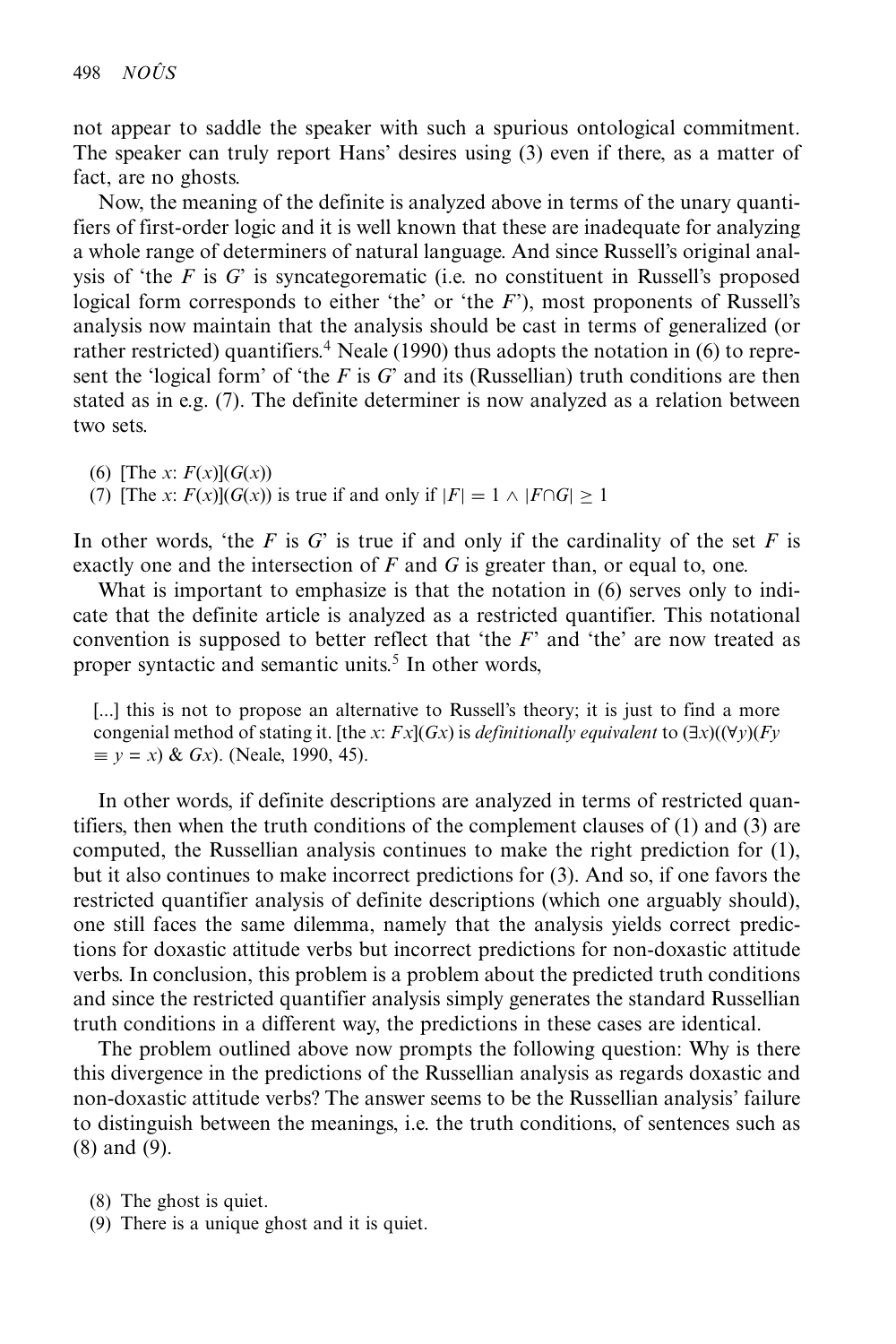not appear to saddle the speaker with such a spurious ontological commitment. The speaker can truly report Hans' desires using (3) even if there, as a matter of fact, are no ghosts.

Now, the meaning of the definite is analyzed above in terms of the unary quantifiers of first-order logic and it is well known that these are inadequate for analyzing a whole range of determiners of natural language. And since Russell's original analysis of 'the *F* is *G*' is syncategorematic (i.e. no constituent in Russell's proposed logical form corresponds to either 'the' or 'the *F*'), most proponents of Russell's analysis now maintain that the analysis should be cast in terms of generalized (or rather restricted) quantifiers.[4] Neale (1990) thus adopts the notation in (6) to represent the 'logical form' of 'the *F* is *G*' and its (Russellian) truth conditions are then stated as in e.g. (7). The definite determiner is now analyzed as a relation between two sets.

(6) [The *x*: $F(x)$]($G(x)$)
(7) [The *x*: $F(x)$]($G(x)$) is true if and only if $|F| = 1 \wedge |F \cap G| \geq 1$

In other words, 'the *F* is *G*' is true if and only if the cardinality of the set *F* is exactly one and the intersection of *F* and *G* is greater than, or equal to, one.

What is important to emphasize is that the notation in (6) serves only to indicate that the definite article is analyzed as a restricted quantifier. This notational convention is supposed to better reflect that 'the *F*' and 'the' are now treated as proper syntactic and semantic units.[5] In other words,

> [...] this is not to propose an alternative to Russell's theory; it is just to find a more congenial method of stating it. [the *x*: $Fx$]($Gx$) is *definitionally equivalent* to $(\exists x)((\forall y)(Fy \equiv y = x)\ \&\ Gx)$. (Neale, 1990, 45).

In other words, if definite descriptions are analyzed in terms of restricted quantifiers, then when the truth conditions of the complement clauses of (1) and (3) are computed, the Russellian analysis continues to make the right prediction for (1), but it also continues to make incorrect predictions for (3). And so, if one favors the restricted quantifier analysis of definite descriptions (which one arguably should), one still faces the same dilemma, namely that the analysis yields correct predictions for doxastic attitude verbs but incorrect predictions for non-doxastic attitude verbs. In conclusion, this problem is a problem about the predicted truth conditions and since the restricted quantifier analysis simply generates the standard Russellian truth conditions in a different way, the predictions in these cases are identical.

The problem outlined above now prompts the following question: Why is there this divergence in the predictions of the Russellian analysis as regards doxastic and non-doxastic attitude verbs? The answer seems to be the Russellian analysis' failure to distinguish between the meanings, i.e. the truth conditions, of sentences such as (8) and (9).

(8) The ghost is quiet.
(9) There is a unique ghost and it is quiet.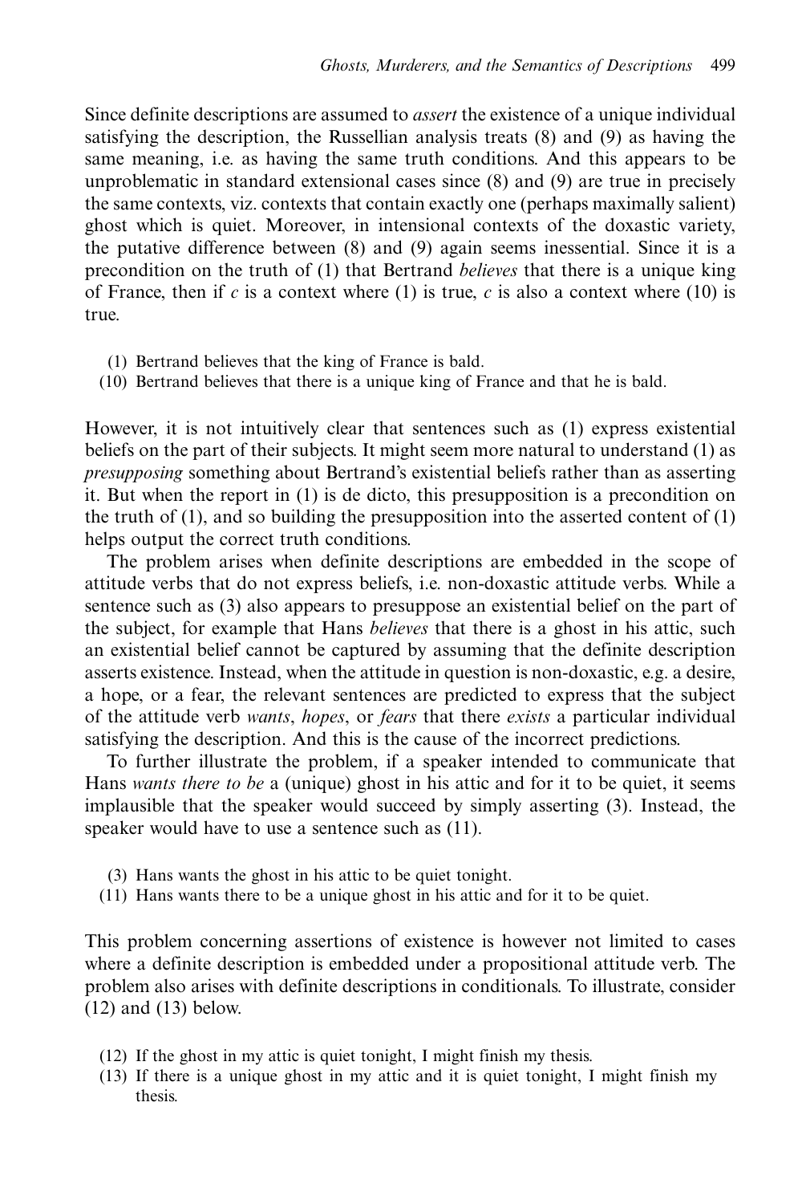Since definite descriptions are assumed to *assert* the existence of a unique individual satisfying the description, the Russellian analysis treats (8) and (9) as having the same meaning, i.e. as having the same truth conditions. And this appears to be unproblematic in standard extensional cases since (8) and (9) are true in precisely the same contexts, viz. contexts that contain exactly one (perhaps maximally salient) ghost which is quiet. Moreover, in intensional contexts of the doxastic variety, the putative difference between (8) and (9) again seems inessential. Since it is a precondition on the truth of (1) that Bertrand *believes* that there is a unique king of France, then if *c* is a context where (1) is true, *c* is also a context where (10) is true.

(1) Bertrand believes that the king of France is bald.
(10) Bertrand believes that there is a unique king of France and that he is bald.

However, it is not intuitively clear that sentences such as (1) express existential beliefs on the part of their subjects. It might seem more natural to understand (1) as *presupposing* something about Bertrand's existential beliefs rather than as asserting it. But when the report in (1) is de dicto, this presupposition is a precondition on the truth of (1), and so building the presupposition into the asserted content of (1) helps output the correct truth conditions.

The problem arises when definite descriptions are embedded in the scope of attitude verbs that do not express beliefs, i.e. non-doxastic attitude verbs. While a sentence such as (3) also appears to presuppose an existential belief on the part of the subject, for example that Hans *believes* that there is a ghost in his attic, such an existential belief cannot be captured by assuming that the definite description asserts existence. Instead, when the attitude in question is non-doxastic, e.g. a desire, a hope, or a fear, the relevant sentences are predicted to express that the subject of the attitude verb *wants*, *hopes*, or *fears* that there *exists* a particular individual satisfying the description. And this is the cause of the incorrect predictions.

To further illustrate the problem, if a speaker intended to communicate that Hans *wants there to be* a (unique) ghost in his attic and for it to be quiet, it seems implausible that the speaker would succeed by simply asserting (3). Instead, the speaker would have to use a sentence such as (11).

(3) Hans wants the ghost in his attic to be quiet tonight.
(11) Hans wants there to be a unique ghost in his attic and for it to be quiet.

This problem concerning assertions of existence is however not limited to cases where a definite description is embedded under a propositional attitude verb. The problem also arises with definite descriptions in conditionals. To illustrate, consider (12) and (13) below.

(12) If the ghost in my attic is quiet tonight, I might finish my thesis.
(13) If there is a unique ghost in my attic and it is quiet tonight, I might finish my thesis.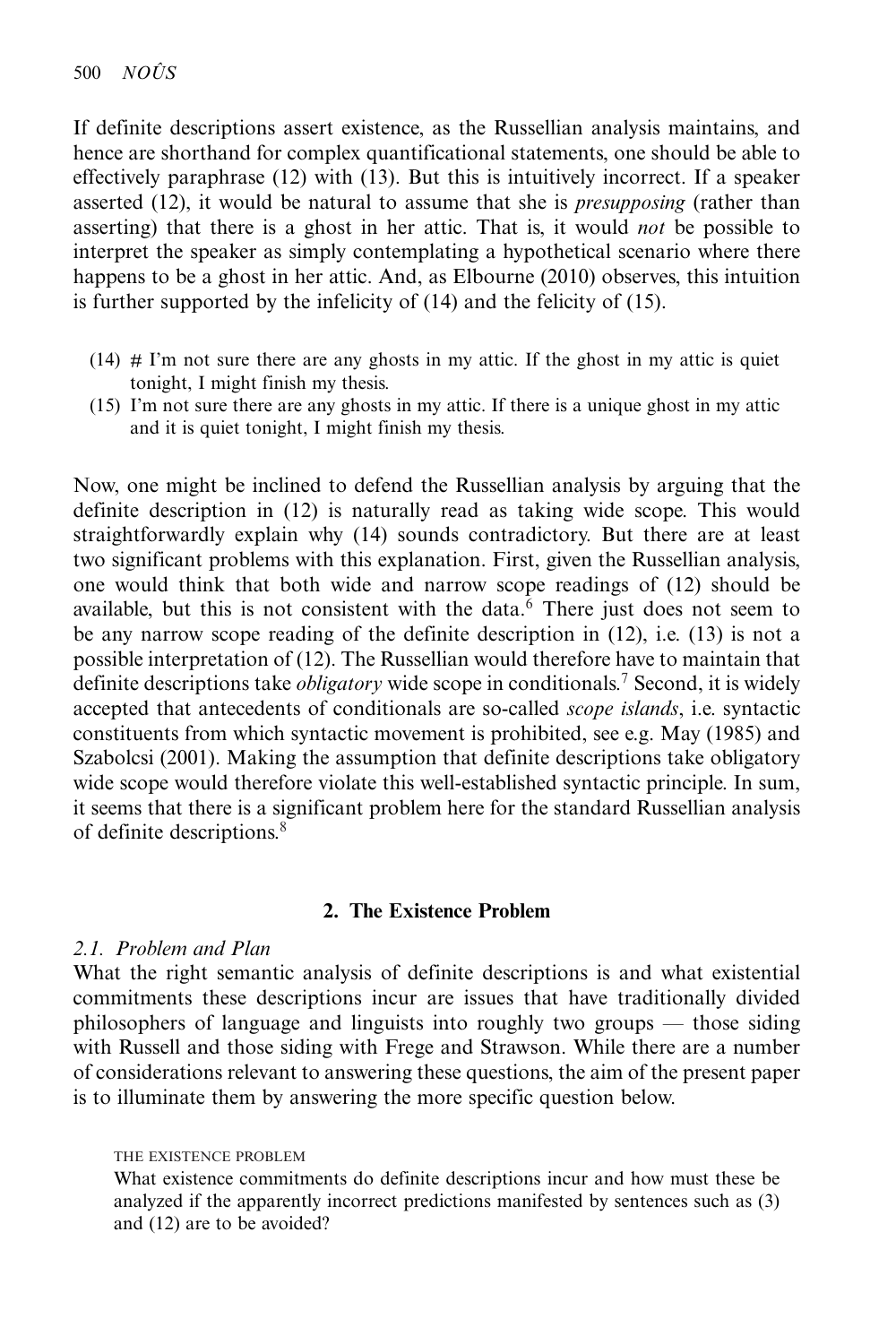If definite descriptions assert existence, as the Russellian analysis maintains, and hence are shorthand for complex quantificational statements, one should be able to effectively paraphrase (12) with (13). But this is intuitively incorrect. If a speaker asserted (12), it would be natural to assume that she is *presupposing* (rather than asserting) that there is a ghost in her attic. That is, it would *not* be possible to interpret the speaker as simply contemplating a hypothetical scenario where there happens to be a ghost in her attic. And, as Elbourne (2010) observes, this intuition is further supported by the infelicity of (14) and the felicity of (15).

(14) # I'm not sure there are any ghosts in my attic. If the ghost in my attic is quiet tonight, I might finish my thesis.

(15) I'm not sure there are any ghosts in my attic. If there is a unique ghost in my attic and it is quiet tonight, I might finish my thesis.

Now, one might be inclined to defend the Russellian analysis by arguing that the definite description in (12) is naturally read as taking wide scope. This would straightforwardly explain why (14) sounds contradictory. But there are at least two significant problems with this explanation. First, given the Russellian analysis, one would think that both wide and narrow scope readings of (12) should be available, but this is not consistent with the data.[6] There just does not seem to be any narrow scope reading of the definite description in (12), i.e. (13) is not a possible interpretation of (12). The Russellian would therefore have to maintain that definite descriptions take *obligatory* wide scope in conditionals.[7] Second, it is widely accepted that antecedents of conditionals are so-called *scope islands*, i.e. syntactic constituents from which syntactic movement is prohibited, see e.g. May (1985) and Szabolcsi (2001). Making the assumption that definite descriptions take obligatory wide scope would therefore violate this well-established syntactic principle. In sum, it seems that there is a significant problem here for the standard Russellian analysis of definite descriptions.[8]

## 2. The Existence Problem

### 2.1. Problem and Plan

What the right semantic analysis of definite descriptions is and what existential commitments these descriptions incur are issues that have traditionally divided philosophers of language and linguists into roughly two groups — those siding with Russell and those siding with Frege and Strawson. While there are a number of considerations relevant to answering these questions, the aim of the present paper is to illuminate them by answering the more specific question below.

THE EXISTENCE PROBLEM

What existence commitments do definite descriptions incur and how must these be analyzed if the apparently incorrect predictions manifested by sentences such as (3) and (12) are to be avoided?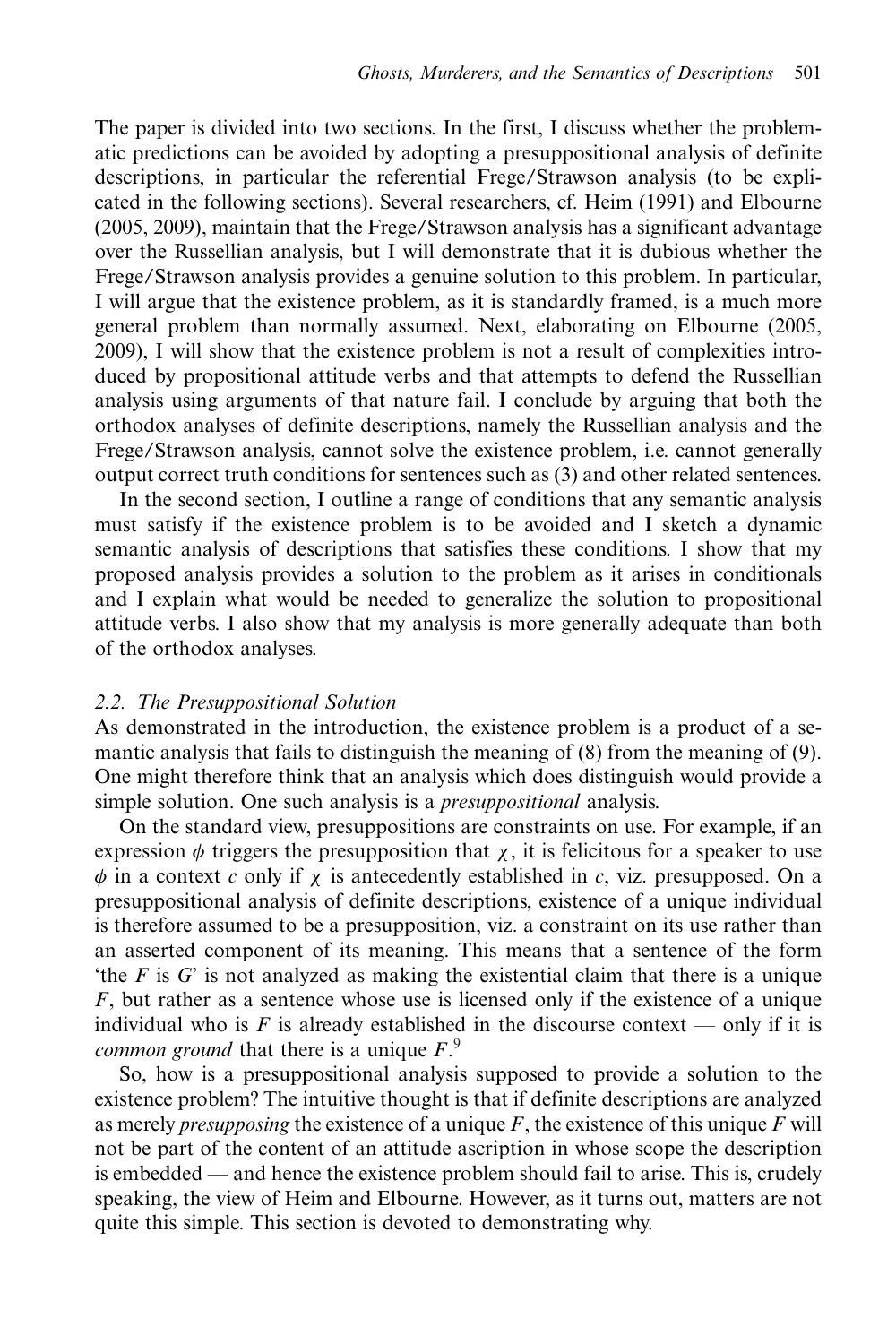The paper is divided into two sections. In the first, I discuss whether the problematic predictions can be avoided by adopting a presuppositional analysis of definite descriptions, in particular the referential Frege/Strawson analysis (to be explicated in the following sections). Several researchers, cf. Heim (1991) and Elbourne (2005, 2009), maintain that the Frege/Strawson analysis has a significant advantage over the Russellian analysis, but I will demonstrate that it is dubious whether the Frege/Strawson analysis provides a genuine solution to this problem. In particular, I will argue that the existence problem, as it is standardly framed, is a much more general problem than normally assumed. Next, elaborating on Elbourne (2005, 2009), I will show that the existence problem is not a result of complexities introduced by propositional attitude verbs and that attempts to defend the Russellian analysis using arguments of that nature fail. I conclude by arguing that both the orthodox analyses of definite descriptions, namely the Russellian analysis and the Frege/Strawson analysis, cannot solve the existence problem, i.e. cannot generally output correct truth conditions for sentences such as (3) and other related sentences.

In the second section, I outline a range of conditions that any semantic analysis must satisfy if the existence problem is to be avoided and I sketch a dynamic semantic analysis of descriptions that satisfies these conditions. I show that my proposed analysis provides a solution to the problem as it arises in conditionals and I explain what would be needed to generalize the solution to propositional attitude verbs. I also show that my analysis is more generally adequate than both of the orthodox analyses.

### *2.2. The Presuppositional Solution*

As demonstrated in the introduction, the existence problem is a product of a semantic analysis that fails to distinguish the meaning of (8) from the meaning of (9). One might therefore think that an analysis which does distinguish would provide a simple solution. One such analysis is a *presuppositional* analysis.

On the standard view, presuppositions are constraints on use. For example, if an expression $\phi$ triggers the presupposition that $\chi$, it is felicitous for a speaker to use $\phi$ in a context $c$ only if $\chi$ is antecedently established in $c$, viz. presupposed. On a presuppositional analysis of definite descriptions, existence of a unique individual is therefore assumed to be a presupposition, viz. a constraint on its use rather than an asserted component of its meaning. This means that a sentence of the form 'the $F$ is $G$' is not analyzed as making the existential claim that there is a unique $F$, but rather as a sentence whose use is licensed only if the existence of a unique individual who is $F$ is already established in the discourse context — only if it is *common ground* that there is a unique $F$.[9]

So, how is a presuppositional analysis supposed to provide a solution to the existence problem? The intuitive thought is that if definite descriptions are analyzed as merely *presupposing* the existence of a unique $F$, the existence of this unique $F$ will not be part of the content of an attitude ascription in whose scope the description is embedded — and hence the existence problem should fail to arise. This is, crudely speaking, the view of Heim and Elbourne. However, as it turns out, matters are not quite this simple. This section is devoted to demonstrating why.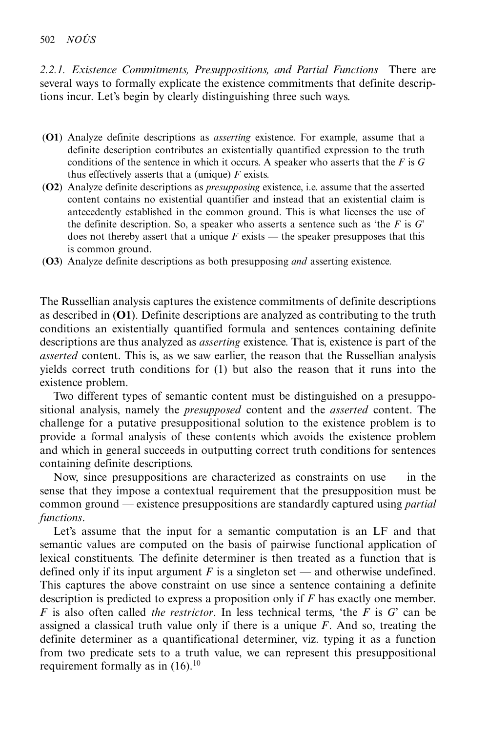*2.2.1. Existence Commitments, Presuppositions, and Partial Functions* There are several ways to formally explicate the existence commitments that definite descriptions incur. Let's begin by clearly distinguishing three such ways.

(**O1**) Analyze definite descriptions as *asserting* existence. For example, assume that a definite description contributes an existentially quantified expression to the truth conditions of the sentence in which it occurs. A speaker who asserts that the *F* is *G* thus effectively asserts that a (unique) *F* exists.

(**O2**) Analyze definite descriptions as *presupposing* existence, i.e. assume that the asserted content contains no existential quantifier and instead that an existential claim is antecedently established in the common ground. This is what licenses the use of the definite description. So, a speaker who asserts a sentence such as 'the *F* is *G*' does not thereby assert that a unique *F* exists — the speaker presupposes that this is common ground.

(**O3**) Analyze definite descriptions as both presupposing *and* asserting existence.

The Russellian analysis captures the existence commitments of definite descriptions as described in (**O1**). Definite descriptions are analyzed as contributing to the truth conditions an existentially quantified formula and sentences containing definite descriptions are thus analyzed as *asserting* existence. That is, existence is part of the *asserted* content. This is, as we saw earlier, the reason that the Russellian analysis yields correct truth conditions for (1) but also the reason that it runs into the existence problem.

Two different types of semantic content must be distinguished on a presuppositional analysis, namely the *presupposed* content and the *asserted* content. The challenge for a putative presuppositional solution to the existence problem is to provide a formal analysis of these contents which avoids the existence problem and which in general succeeds in outputting correct truth conditions for sentences containing definite descriptions.

Now, since presuppositions are characterized as constraints on use — in the sense that they impose a contextual requirement that the presupposition must be common ground — existence presuppositions are standardly captured using *partial functions*.

Let's assume that the input for a semantic computation is an LF and that semantic values are computed on the basis of pairwise functional application of lexical constituents. The definite determiner is then treated as a function that is defined only if its input argument *F* is a singleton set — and otherwise undefined. This captures the above constraint on use since a sentence containing a definite description is predicted to express a proposition only if *F* has exactly one member. *F* is also often called *the restrictor*. In less technical terms, 'the *F* is *G*' can be assigned a classical truth value only if there is a unique *F*. And so, treating the definite determiner as a quantificational determiner, viz. typing it as a function from two predicate sets to a truth value, we can represent this presuppositional requirement formally as in (16).[10]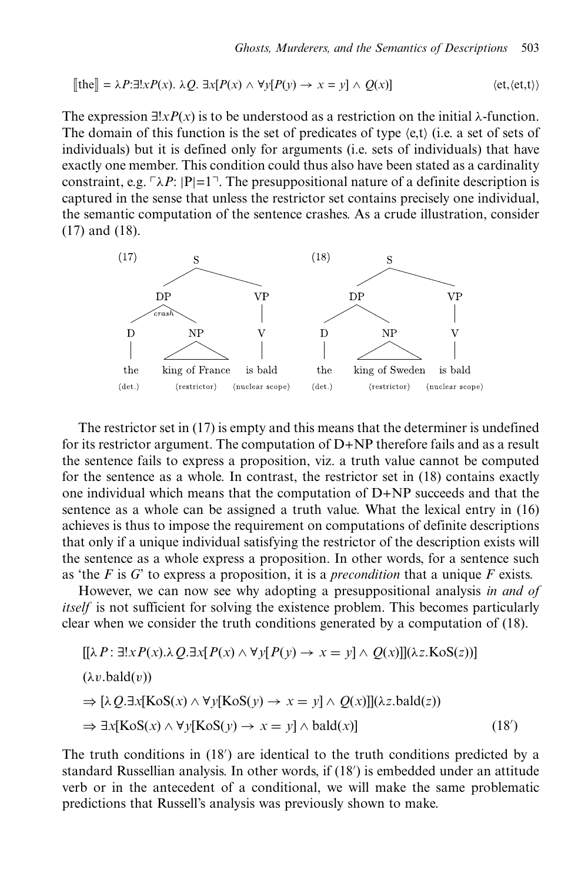$$[\![\text{the}]\!] = \lambda P{:}\exists!xP(x).\ \lambda Q.\ \exists x[P(x) \wedge \forall y[P(y) \rightarrow x = y] \wedge Q(x)] \qquad \langle \text{et}, \langle \text{et,t} \rangle \rangle$$

The expression $\exists!xP(x)$ is to be understood as a restriction on the initial λ-function. The domain of this function is the set of predicates of type ⟨e,t⟩ (i.e. a set of sets of individuals) but it is defined only for arguments (i.e. sets of individuals) that have exactly one member. This condition could thus also have been stated as a cardinality constraint, e.g. $\ulcorner \lambda P{:}\ |P|=1 \urcorner$. The presuppositional nature of a definite description is captured in the sense that unless the restrictor set contains precisely one individual, the semantic computation of the sentence crashes. As a crude illustration, consider (17) and (18).

```
(17)            S                          (18)            S
           /         \                                /         \
         DP           VP                            DP           VP
       /  crash \      |                          /     \         |
      D        NP      V                         D       NP        V
      |        /\      |                         |       /\        |
     the  king of France  is bald               the  king of Sweden  is bald
    (det.)  (restrictor)  (nuclear scope)       (det.)  (restrictor)  (nuclear scope)
```

The restrictor set in (17) is empty and this means that the determiner is undefined for its restrictor argument. The computation of D+NP therefore fails and as a result the sentence fails to express a proposition, viz. a truth value cannot be computed for the sentence as a whole. In contrast, the restrictor set in (18) contains exactly one individual which means that the computation of D+NP succeeds and that the sentence as a whole can be assigned a truth value. What the lexical entry in (16) achieves is thus to impose the requirement on computations of definite descriptions that only if a unique individual satisfying the restrictor of the description exists will the sentence as a whole express a proposition. In other words, for a sentence such as 'the *F* is *G*' to express a proposition, it is a *precondition* that a unique *F* exists.

However, we can now see why adopting a presuppositional analysis *in and of itself* is not sufficient for solving the existence problem. This becomes particularly clear when we consider the truth conditions generated by a computation of (18).

$$[[\lambda P : \exists! x P(x).\lambda Q.\exists x[P(x) \wedge \forall y[P(y) \rightarrow x = y] \wedge Q(x)]](\lambda z.\text{KoS}(z))]$$

$$(\lambda v.\text{bald}(v))$$

$$\Rightarrow [\lambda Q.\exists x[\text{KoS}(x) \wedge \forall y[\text{KoS}(y) \rightarrow x = y] \wedge Q(x)]](\lambda z.\text{bald}(z))$$

$$\Rightarrow \exists x[\text{KoS}(x) \wedge \forall y[\text{KoS}(y) \rightarrow x = y] \wedge \text{bald}(x)] \qquad (18')$$

The truth conditions in (18′) are identical to the truth conditions predicted by a standard Russellian analysis. In other words, if (18′) is embedded under an attitude verb or in the antecedent of a conditional, we will make the same problematic predictions that Russell's analysis was previously shown to make.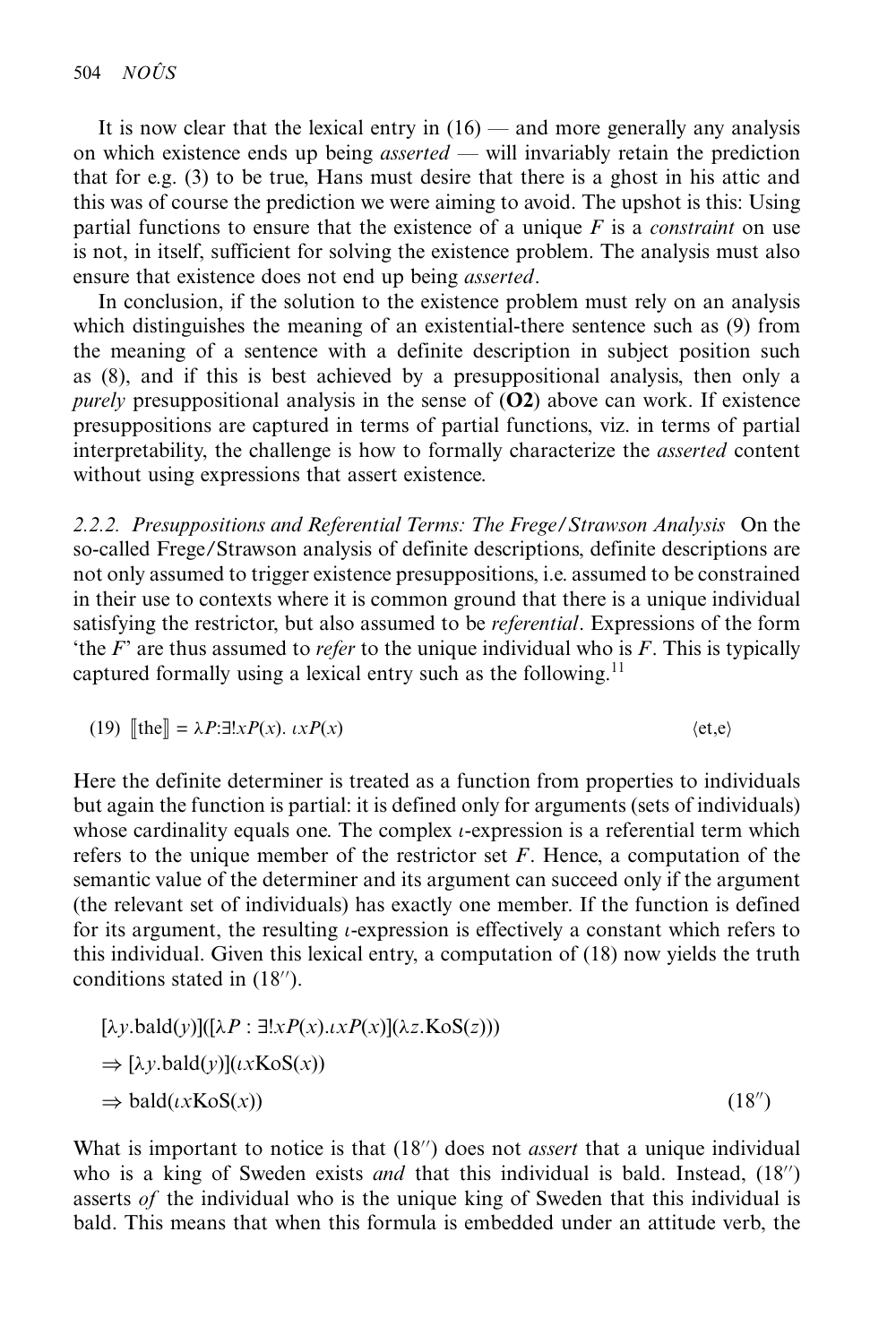It is now clear that the lexical entry in (16) — and more generally any analysis on which existence ends up being *asserted* — will invariably retain the prediction that for e.g. (3) to be true, Hans must desire that there is a ghost in his attic and this was of course the prediction we were aiming to avoid. The upshot is this: Using partial functions to ensure that the existence of a unique *F* is a *constraint* on use is not, in itself, sufficient for solving the existence problem. The analysis must also ensure that existence does not end up being *asserted*.

In conclusion, if the solution to the existence problem must rely on an analysis which distinguishes the meaning of an existential-there sentence such as (9) from the meaning of a sentence with a definite description in subject position such as (8), and if this is best achieved by a presuppositional analysis, then only a *purely* presuppositional analysis in the sense of (**O2**) above can work. If existence presuppositions are captured in terms of partial functions, viz. in terms of partial interpretability, the challenge is how to formally characterize the *asserted* content without using expressions that assert existence.

*2.2.2. Presuppositions and Referential Terms: The Frege/Strawson Analysis* On the so-called Frege/Strawson analysis of definite descriptions, definite descriptions are not only assumed to trigger existence presuppositions, i.e. assumed to be constrained in their use to contexts where it is common ground that there is a unique individual satisfying the restrictor, but also assumed to be *referential*. Expressions of the form 'the *F*' are thus assumed to *refer* to the unique individual who is *F*. This is typically captured formally using a lexical entry such as the following.[11]

(19) $[\![\text{the}]\!] = \lambda P{:}\exists! x P(x).\ \iota x P(x)$ $\qquad\langle \text{et,e}\rangle$

Here the definite determiner is treated as a function from properties to individuals but again the function is partial: it is defined only for arguments (sets of individuals) whose cardinality equals one. The complex $\iota$-expression is a referential term which refers to the unique member of the restrictor set *F*. Hence, a computation of the semantic value of the determiner and its argument can succeed only if the argument (the relevant set of individuals) has exactly one member. If the function is defined for its argument, the resulting $\iota$-expression is effectively a constant which refers to this individual. Given this lexical entry, a computation of (18) now yields the truth conditions stated in (18″).

$$
\begin{aligned}
&[\lambda y.\text{bald}(y)]([\lambda P : \exists! x P(x).\iota x P(x)](\lambda z.\text{KoS}(z)))\\
&\Rightarrow [\lambda y.\text{bald}(y)](\iota x \text{KoS}(x))\\
&\Rightarrow \text{bald}(\iota x \text{KoS}(x)) \qquad\qquad (18'')
\end{aligned}
$$

What is important to notice is that (18″) does not *assert* that a unique individual who is a king of Sweden exists *and* that this individual is bald. Instead, (18″) asserts *of* the individual who is the unique king of Sweden that this individual is bald. This means that when this formula is embedded under an attitude verb, the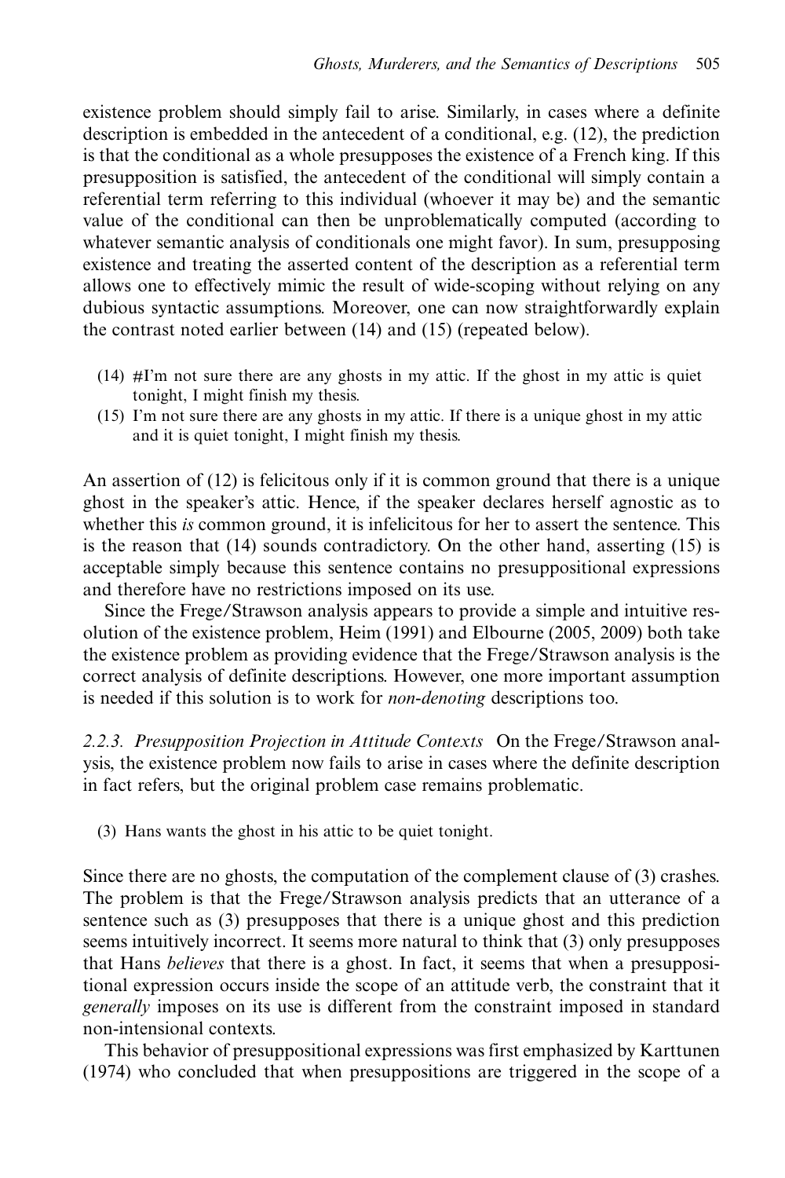existence problem should simply fail to arise. Similarly, in cases where a definite description is embedded in the antecedent of a conditional, e.g. (12), the prediction is that the conditional as a whole presupposes the existence of a French king. If this presupposition is satisfied, the antecedent of the conditional will simply contain a referential term referring to this individual (whoever it may be) and the semantic value of the conditional can then be unproblematically computed (according to whatever semantic analysis of conditionals one might favor). In sum, presupposing existence and treating the asserted content of the description as a referential term allows one to effectively mimic the result of wide-scoping without relying on any dubious syntactic assumptions. Moreover, one can now straightforwardly explain the contrast noted earlier between (14) and (15) (repeated below).

(14) #I'm not sure there are any ghosts in my attic. If the ghost in my attic is quiet tonight, I might finish my thesis.

(15) I'm not sure there are any ghosts in my attic. If there is a unique ghost in my attic and it is quiet tonight, I might finish my thesis.

An assertion of (12) is felicitous only if it is common ground that there is a unique ghost in the speaker's attic. Hence, if the speaker declares herself agnostic as to whether this *is* common ground, it is infelicitous for her to assert the sentence. This is the reason that (14) sounds contradictory. On the other hand, asserting (15) is acceptable simply because this sentence contains no presuppositional expressions and therefore have no restrictions imposed on its use.

Since the Frege/Strawson analysis appears to provide a simple and intuitive resolution of the existence problem, Heim (1991) and Elbourne (2005, 2009) both take the existence problem as providing evidence that the Frege/Strawson analysis is the correct analysis of definite descriptions. However, one more important assumption is needed if this solution is to work for *non-denoting* descriptions too.

### *2.2.3. Presupposition Projection in Attitude Contexts*

On the Frege/Strawson analysis, the existence problem now fails to arise in cases where the definite description in fact refers, but the original problem case remains problematic.

(3) Hans wants the ghost in his attic to be quiet tonight.

Since there are no ghosts, the computation of the complement clause of (3) crashes. The problem is that the Frege/Strawson analysis predicts that an utterance of a sentence such as (3) presupposes that there is a unique ghost and this prediction seems intuitively incorrect. It seems more natural to think that (3) only presupposes that Hans *believes* that there is a ghost. In fact, it seems that when a presuppositional expression occurs inside the scope of an attitude verb, the constraint that it *generally* imposes on its use is different from the constraint imposed in standard non-intensional contexts.

This behavior of presuppositional expressions was first emphasized by Karttunen (1974) who concluded that when presuppositions are triggered in the scope of a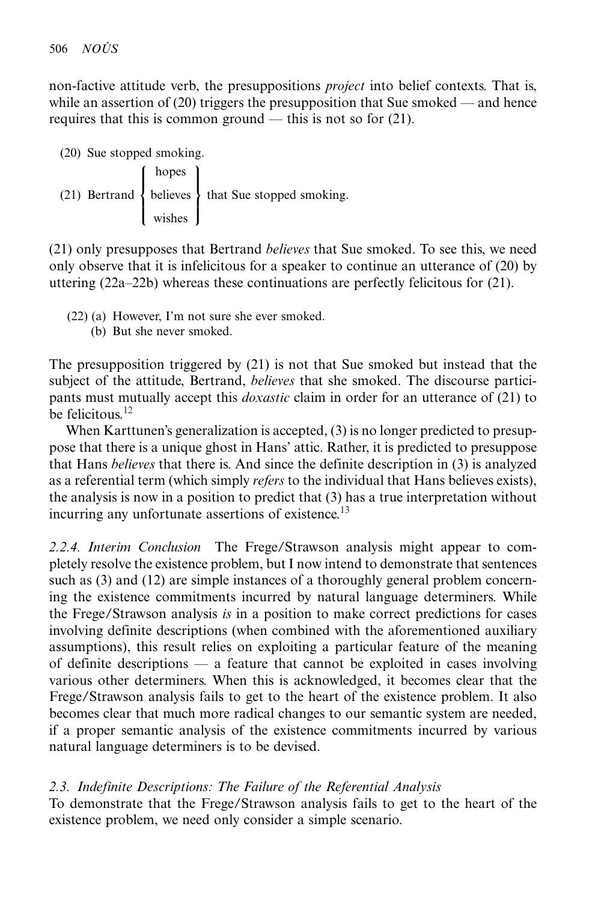non-factive attitude verb, the presuppositions *project* into belief contexts. That is, while an assertion of (20) triggers the presupposition that Sue smoked — and hence requires that this is common ground — this is not so for (21).

(20) Sue stopped smoking.

(21) Bertrand { hopes / believes / wishes } that Sue stopped smoking.

(21) only presupposes that Bertrand *believes* that Sue smoked. To see this, we need only observe that it is infelicitous for a speaker to continue an utterance of (20) by uttering (22a–22b) whereas these continuations are perfectly felicitous for (21).

(22) (a) However, I'm not sure she ever smoked.
(b) But she never smoked.

The presupposition triggered by (21) is not that Sue smoked but instead that the subject of the attitude, Bertrand, *believes* that she smoked. The discourse participants must mutually accept this *doxastic* claim in order for an utterance of (21) to be felicitous.[12]

When Karttunen's generalization is accepted, (3) is no longer predicted to presuppose that there is a unique ghost in Hans' attic. Rather, it is predicted to presuppose that Hans *believes* that there is. And since the definite description in (3) is analyzed as a referential term (which simply *refers* to the individual that Hans believes exists), the analysis is now in a position to predict that (3) has a true interpretation without incurring any unfortunate assertions of existence.[13]

*2.2.4. Interim Conclusion* The Frege/Strawson analysis might appear to completely resolve the existence problem, but I now intend to demonstrate that sentences such as (3) and (12) are simple instances of a thoroughly general problem concerning the existence commitments incurred by natural language determiners. While the Frege/Strawson analysis *is* in a position to make correct predictions for cases involving definite descriptions (when combined with the aforementioned auxiliary assumptions), this result relies on exploiting a particular feature of the meaning of definite descriptions — a feature that cannot be exploited in cases involving various other determiners. When this is acknowledged, it becomes clear that the Frege/Strawson analysis fails to get to the heart of the existence problem. It also becomes clear that much more radical changes to our semantic system are needed, if a proper semantic analysis of the existence commitments incurred by various natural language determiners is to be devised.

### *2.3. Indefinite Descriptions: The Failure of the Referential Analysis*

To demonstrate that the Frege/Strawson analysis fails to get to the heart of the existence problem, we need only consider a simple scenario.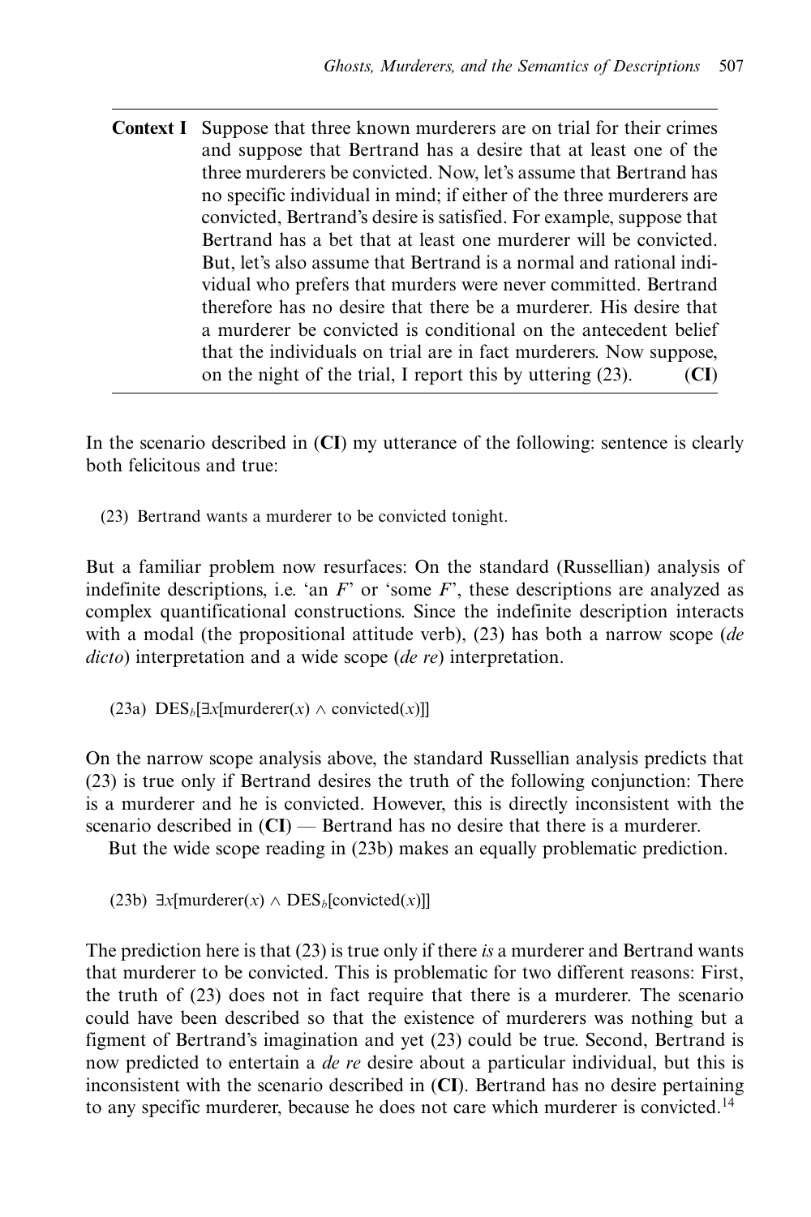**Context I** Suppose that three known murderers are on trial for their crimes and suppose that Bertrand has a desire that at least one of the three murderers be convicted. Now, let's assume that Bertrand has no specific individual in mind; if either of the three murderers are convicted, Bertrand's desire is satisfied. For example, suppose that Bertrand has a bet that at least one murderer will be convicted. But, let's also assume that Bertrand is a normal and rational individual who prefers that murders were never committed. Bertrand therefore has no desire that there be a murderer. His desire that a murderer be convicted is conditional on the antecedent belief that the individuals on trial are in fact murderers. Now suppose, on the night of the trial, I report this by uttering (23). **(CI)**

In the scenario described in (**CI**) my utterance of the following: sentence is clearly both felicitous and true:

(23) Bertrand wants a murderer to be convicted tonight.

But a familiar problem now resurfaces: On the standard (Russellian) analysis of indefinite descriptions, i.e. 'an *F*' or 'some *F*', these descriptions are analyzed as complex quantificational constructions. Since the indefinite description interacts with a modal (the propositional attitude verb), (23) has both a narrow scope (*de dicto*) interpretation and a wide scope (*de re*) interpretation.

(23a) $\text{DES}_b[\exists x[\text{murderer}(x) \wedge \text{convicted}(x)]]$

On the narrow scope analysis above, the standard Russellian analysis predicts that (23) is true only if Bertrand desires the truth of the following conjunction: There is a murderer and he is convicted. However, this is directly inconsistent with the scenario described in (**CI**) — Bertrand has no desire that there is a murderer.

But the wide scope reading in (23b) makes an equally problematic prediction.

(23b) $\exists x[\text{murderer}(x) \wedge \text{DES}_b[\text{convicted}(x)]]$

The prediction here is that (23) is true only if there *is* a murderer and Bertrand wants that murderer to be convicted. This is problematic for two different reasons: First, the truth of (23) does not in fact require that there is a murderer. The scenario could have been described so that the existence of murderers was nothing but a figment of Bertrand's imagination and yet (23) could be true. Second, Bertrand is now predicted to entertain a *de re* desire about a particular individual, but this is inconsistent with the scenario described in (**CI**). Bertrand has no desire pertaining to any specific murderer, because he does not care which murderer is convicted.[14]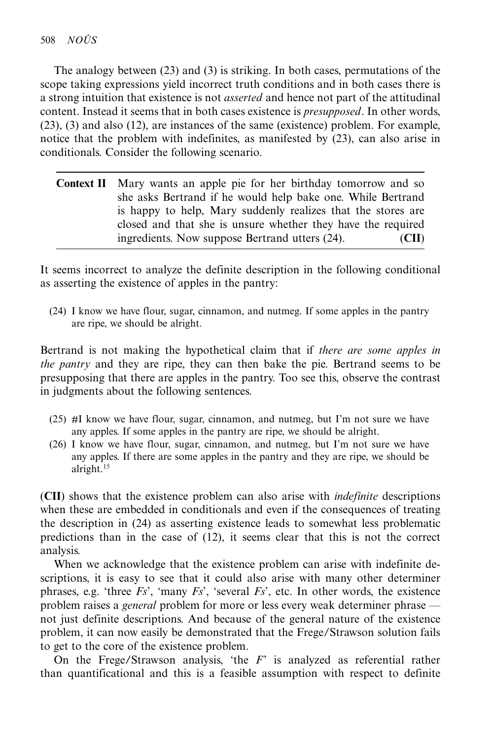The analogy between (23) and (3) is striking. In both cases, permutations of the scope taking expressions yield incorrect truth conditions and in both cases there is a strong intuition that existence is not *asserted* and hence not part of the attitudinal content. Instead it seems that in both cases existence is *presupposed*. In other words, (23), (3) and also (12), are instances of the same (existence) problem. For example, notice that the problem with indefinites, as manifested by (23), can also arise in conditionals. Consider the following scenario.

**Context II** Mary wants an apple pie for her birthday tomorrow and so she asks Bertrand if he would help bake one. While Bertrand is happy to help, Mary suddenly realizes that the stores are closed and that she is unsure whether they have the required ingredients. Now suppose Bertrand utters (24). **(CII)**

It seems incorrect to analyze the definite description in the following conditional as asserting the existence of apples in the pantry:

(24) I know we have flour, sugar, cinnamon, and nutmeg. If some apples in the pantry are ripe, we should be alright.

Bertrand is not making the hypothetical claim that if *there are some apples in the pantry* and they are ripe, they can then bake the pie. Bertrand seems to be presupposing that there are apples in the pantry. Too see this, observe the contrast in judgments about the following sentences.

(25) #I know we have flour, sugar, cinnamon, and nutmeg, but I'm not sure we have any apples. If some apples in the pantry are ripe, we should be alright.

(26) I know we have flour, sugar, cinnamon, and nutmeg, but I'm not sure we have any apples. If there are some apples in the pantry and they are ripe, we should be alright.[15]

**(CII)** shows that the existence problem can also arise with *indefinite* descriptions when these are embedded in conditionals and even if the consequences of treating the description in (24) as asserting existence leads to somewhat less problematic predictions than in the case of (12), it seems clear that this is not the correct analysis.

When we acknowledge that the existence problem can arise with indefinite descriptions, it is easy to see that it could also arise with many other determiner phrases, e.g. 'three *Fs*', 'many *Fs*', 'several *Fs*', etc. In other words, the existence problem raises a *general* problem for more or less every weak determiner phrase — not just definite descriptions. And because of the general nature of the existence problem, it can now easily be demonstrated that the Frege/Strawson solution fails to get to the core of the existence problem.

On the Frege/Strawson analysis, 'the *F*' is analyzed as referential rather than quantificational and this is a feasible assumption with respect to definite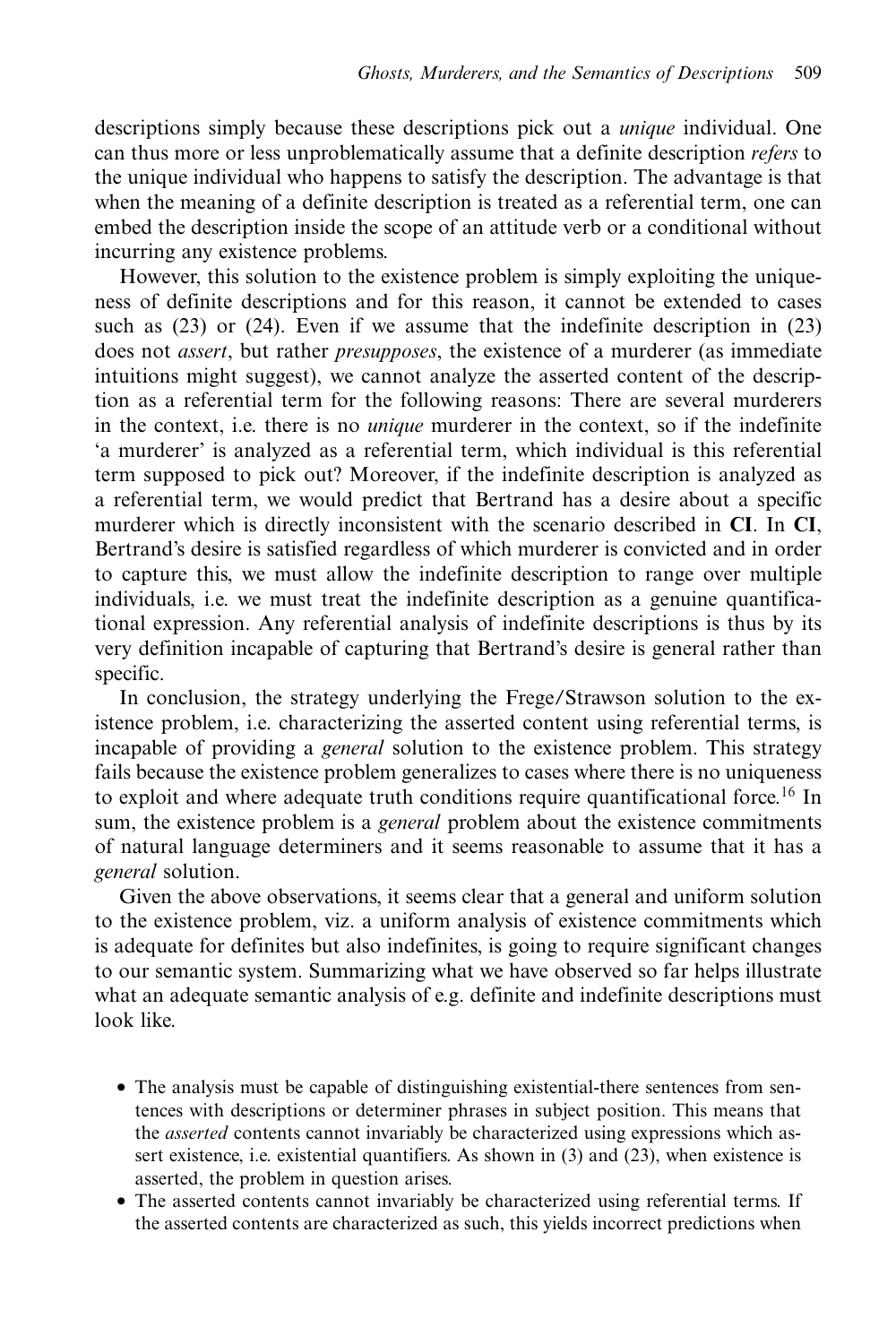descriptions simply because these descriptions pick out a *unique* individual. One can thus more or less unproblematically assume that a definite description *refers* to the unique individual who happens to satisfy the description. The advantage is that when the meaning of a definite description is treated as a referential term, one can embed the description inside the scope of an attitude verb or a conditional without incurring any existence problems.

However, this solution to the existence problem is simply exploiting the uniqueness of definite descriptions and for this reason, it cannot be extended to cases such as (23) or (24). Even if we assume that the indefinite description in (23) does not *assert*, but rather *presupposes*, the existence of a murderer (as immediate intuitions might suggest), we cannot analyze the asserted content of the description as a referential term for the following reasons: There are several murderers in the context, i.e. there is no *unique* murderer in the context, so if the indefinite 'a murderer' is analyzed as a referential term, which individual is this referential term supposed to pick out? Moreover, if the indefinite description is analyzed as a referential term, we would predict that Bertrand has a desire about a specific murderer which is directly inconsistent with the scenario described in **CI**. In **CI**, Bertrand's desire is satisfied regardless of which murderer is convicted and in order to capture this, we must allow the indefinite description to range over multiple individuals, i.e. we must treat the indefinite description as a genuine quantificational expression. Any referential analysis of indefinite descriptions is thus by its very definition incapable of capturing that Bertrand's desire is general rather than specific.

In conclusion, the strategy underlying the Frege/Strawson solution to the existence problem, i.e. characterizing the asserted content using referential terms, is incapable of providing a *general* solution to the existence problem. This strategy fails because the existence problem generalizes to cases where there is no uniqueness to exploit and where adequate truth conditions require quantificational force.[16] In sum, the existence problem is a *general* problem about the existence commitments of natural language determiners and it seems reasonable to assume that it has a *general* solution.

Given the above observations, it seems clear that a general and uniform solution to the existence problem, viz. a uniform analysis of existence commitments which is adequate for definites but also indefinites, is going to require significant changes to our semantic system. Summarizing what we have observed so far helps illustrate what an adequate semantic analysis of e.g. definite and indefinite descriptions must look like.

- The analysis must be capable of distinguishing existential-there sentences from sentences with descriptions or determiner phrases in subject position. This means that the *asserted* contents cannot invariably be characterized using expressions which assert existence, i.e. existential quantifiers. As shown in (3) and (23), when existence is asserted, the problem in question arises.
- The asserted contents cannot invariably be characterized using referential terms. If the asserted contents are characterized as such, this yields incorrect predictions when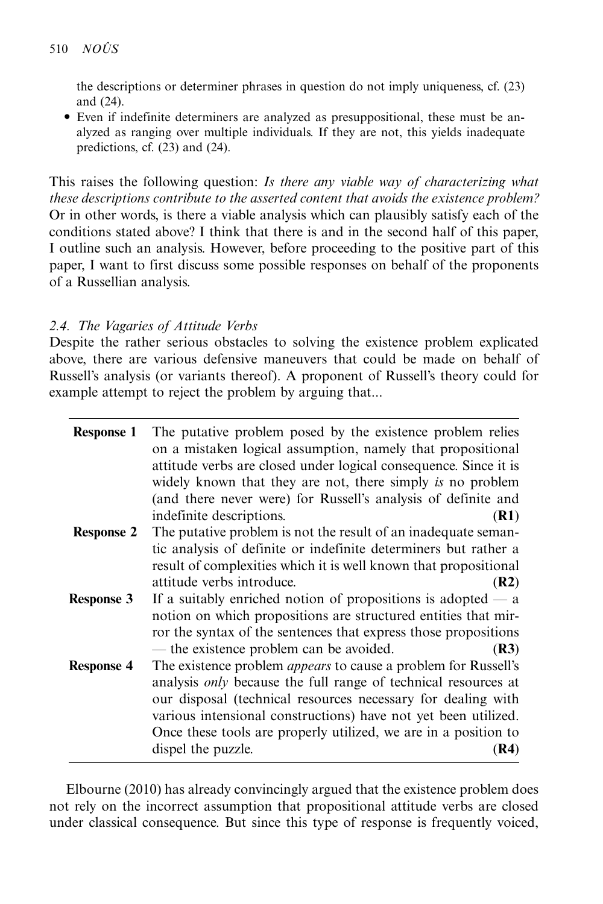the descriptions or determiner phrases in question do not imply uniqueness, cf. (23) and (24).

- Even if indefinite determiners are analyzed as presuppositional, these must be analyzed as ranging over multiple individuals. If they are not, this yields inadequate predictions, cf. (23) and (24).

This raises the following question: *Is there any viable way of characterizing what these descriptions contribute to the asserted content that avoids the existence problem?* Or in other words, is there a viable analysis which can plausibly satisfy each of the conditions stated above? I think that there is and in the second half of this paper, I outline such an analysis. However, before proceeding to the positive part of this paper, I want to first discuss some possible responses on behalf of the proponents of a Russellian analysis.

### 2.4. *The Vagaries of Attitude Verbs*

Despite the rather serious obstacles to solving the existence problem explicated above, there are various defensive maneuvers that could be made on behalf of Russell's analysis (or variants thereof). A proponent of Russell's theory could for example attempt to reject the problem by arguing that...

| | | |
|---|---|---|
| **Response 1** | The putative problem posed by the existence problem relies on a mistaken logical assumption, namely that propositional attitude verbs are closed under logical consequence. Since it is widely known that they are not, there simply *is* no problem (and there never were) for Russell's analysis of definite and indefinite descriptions. | (**R1**) |
| **Response 2** | The putative problem is not the result of an inadequate semantic analysis of definite or indefinite determiners but rather a result of complexities which it is well known that propositional attitude verbs introduce. | (**R2**) |
| **Response 3** | If a suitably enriched notion of propositions is adopted — a notion on which propositions are structured entities that mirror the syntax of the sentences that express those propositions — the existence problem can be avoided. | (**R3**) |
| **Response 4** | The existence problem *appears* to cause a problem for Russell's analysis *only* because the full range of technical resources at our disposal (technical resources necessary for dealing with various intensional constructions) have not yet been utilized. Once these tools are properly utilized, we are in a position to dispel the puzzle. | (**R4**) |

Elbourne (2010) has already convincingly argued that the existence problem does not rely on the incorrect assumption that propositional attitude verbs are closed under classical consequence. But since this type of response is frequently voiced,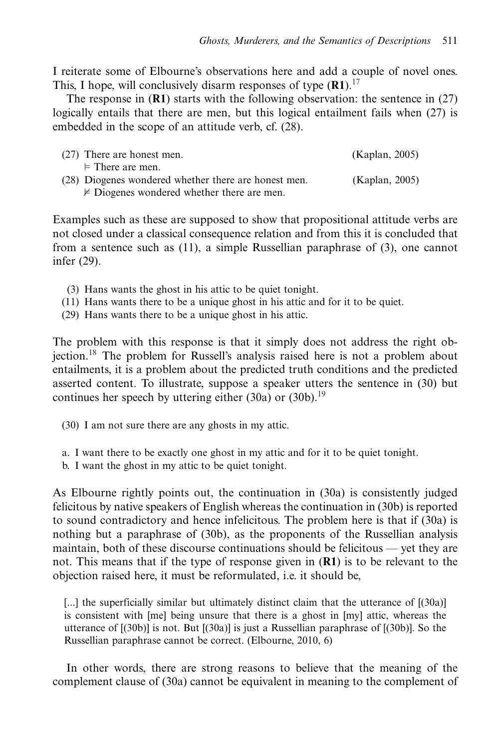I reiterate some of Elbourne's observations here and add a couple of novel ones. This, I hope, will conclusively disarm responses of type (**R1**).[17]

The response in (**R1**) starts with the following observation: the sentence in (27) logically entails that there are men, but this logical entailment fails when (27) is embedded in the scope of an attitude verb, cf. (28).

(27) There are honest men. (Kaplan, 2005)
$\models$ There are men.

(28) Diogenes wondered whether there are honest men. (Kaplan, 2005)
$\not\models$ Diogenes wondered whether there are men.

Examples such as these are supposed to show that propositional attitude verbs are not closed under a classical consequence relation and from this it is concluded that from a sentence such as (11), a simple Russellian paraphrase of (3), one cannot infer (29).

(3) Hans wants the ghost in his attic to be quiet tonight.
(11) Hans wants there to be a unique ghost in his attic and for it to be quiet.
(29) Hans wants there to be a unique ghost in his attic.

The problem with this response is that it simply does not address the right objection.[18] The problem for Russell's analysis raised here is not a problem about entailments, it is a problem about the predicted truth conditions and the predicted asserted content. To illustrate, suppose a speaker utters the sentence in (30) but continues her speech by uttering either (30a) or (30b).[19]

(30) I am not sure there are any ghosts in my attic.

a. I want there to be exactly one ghost in my attic and for it to be quiet tonight.
b. I want the ghost in my attic to be quiet tonight.

As Elbourne rightly points out, the continuation in (30a) is consistently judged felicitous by native speakers of English whereas the continuation in (30b) is reported to sound contradictory and hence infelicitous. The problem here is that if (30a) is nothing but a paraphrase of (30b), as the proponents of the Russellian analysis maintain, both of these discourse continuations should be felicitous — yet they are not. This means that if the type of response given in (**R1**) is to be relevant to the objection raised here, it must be reformulated, i.e. it should be,

> [...] the superficially similar but ultimately distinct claim that the utterance of [(30a)] is consistent with [me] being unsure that there is a ghost in [my] attic, whereas the utterance of [(30b)] is not. But [(30a)] is just a Russellian paraphrase of [(30b)]. So the Russellian paraphrase cannot be correct. (Elbourne, 2010, 6)

In other words, there are strong reasons to believe that the meaning of the complement clause of (30a) cannot be equivalent in meaning to the complement of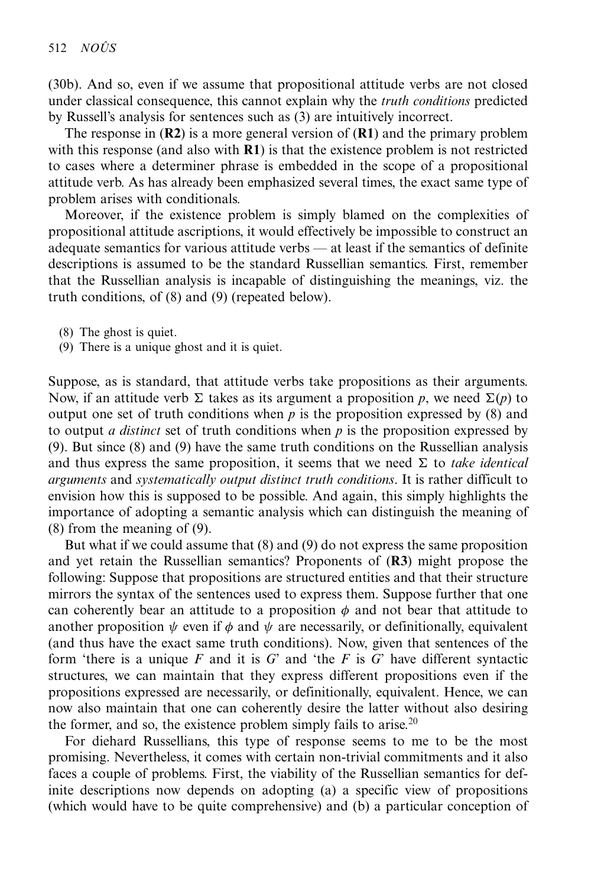(30b). And so, even if we assume that propositional attitude verbs are not closed under classical consequence, this cannot explain why the *truth conditions* predicted by Russell's analysis for sentences such as (3) are intuitively incorrect.

The response in (**R2**) is a more general version of (**R1**) and the primary problem with this response (and also with **R1**) is that the existence problem is not restricted to cases where a determiner phrase is embedded in the scope of a propositional attitude verb. As has already been emphasized several times, the exact same type of problem arises with conditionals.

Moreover, if the existence problem is simply blamed on the complexities of propositional attitude ascriptions, it would effectively be impossible to construct an adequate semantics for various attitude verbs — at least if the semantics of definite descriptions is assumed to be the standard Russellian semantics. First, remember that the Russellian analysis is incapable of distinguishing the meanings, viz. the truth conditions, of (8) and (9) (repeated below).

(8) The ghost is quiet.
(9) There is a unique ghost and it is quiet.

Suppose, as is standard, that attitude verbs take propositions as their arguments. Now, if an attitude verb $\Sigma$ takes as its argument a proposition $p$, we need $\Sigma(p)$ to output one set of truth conditions when $p$ is the proposition expressed by (8) and to output *a distinct* set of truth conditions when $p$ is the proposition expressed by (9). But since (8) and (9) have the same truth conditions on the Russellian analysis and thus express the same proposition, it seems that we need $\Sigma$ to *take identical arguments* and *systematically output distinct truth conditions*. It is rather difficult to envision how this is supposed to be possible. And again, this simply highlights the importance of adopting a semantic analysis which can distinguish the meaning of (8) from the meaning of (9).

But what if we could assume that (8) and (9) do not express the same proposition and yet retain the Russellian semantics? Proponents of (**R3**) might propose the following: Suppose that propositions are structured entities and that their structure mirrors the syntax of the sentences used to express them. Suppose further that one can coherently bear an attitude to a proposition $\phi$ and not bear that attitude to another proposition $\psi$ even if $\phi$ and $\psi$ are necessarily, or definitionally, equivalent (and thus have the exact same truth conditions). Now, given that sentences of the form 'there is a unique *F* and it is *G*' and 'the *F* is *G*' have different syntactic structures, we can maintain that they express different propositions even if the propositions expressed are necessarily, or definitionally, equivalent. Hence, we can now also maintain that one can coherently desire the latter without also desiring the former, and so, the existence problem simply fails to arise.[20]

For diehard Russellians, this type of response seems to me to be the most promising. Nevertheless, it comes with certain non-trivial commitments and it also faces a couple of problems. First, the viability of the Russellian semantics for definite descriptions now depends on adopting (a) a specific view of propositions (which would have to be quite comprehensive) and (b) a particular conception of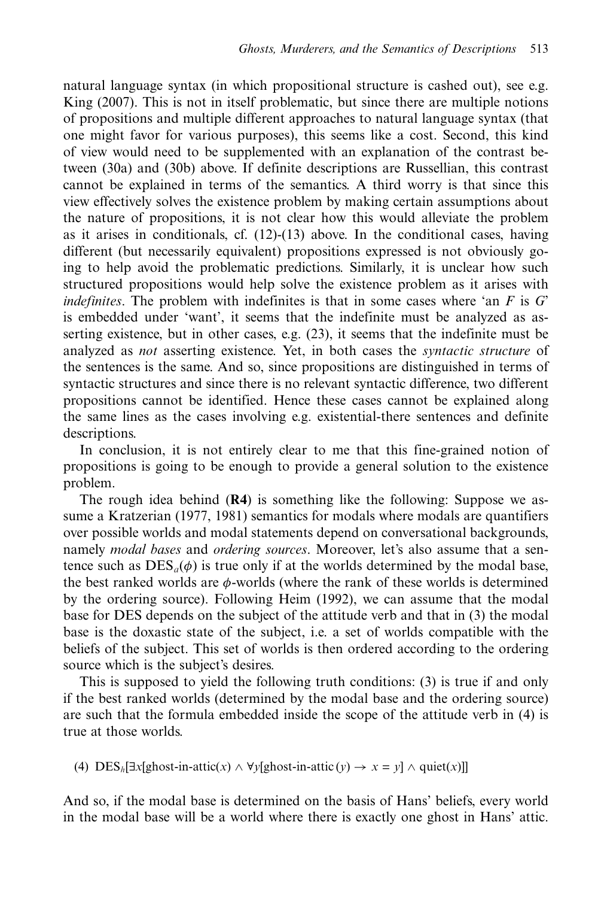natural language syntax (in which propositional structure is cashed out), see e.g. King (2007). This is not in itself problematic, but since there are multiple notions of propositions and multiple different approaches to natural language syntax (that one might favor for various purposes), this seems like a cost. Second, this kind of view would need to be supplemented with an explanation of the contrast between (30a) and (30b) above. If definite descriptions are Russellian, this contrast cannot be explained in terms of the semantics. A third worry is that since this view effectively solves the existence problem by making certain assumptions about the nature of propositions, it is not clear how this would alleviate the problem as it arises in conditionals, cf. (12)-(13) above. In the conditional cases, having different (but necessarily equivalent) propositions expressed is not obviously going to help avoid the problematic predictions. Similarly, it is unclear how such structured propositions would help solve the existence problem as it arises with *indefinites*. The problem with indefinites is that in some cases where 'an *F* is *G*' is embedded under 'want', it seems that the indefinite must be analyzed as asserting existence, but in other cases, e.g. (23), it seems that the indefinite must be analyzed as *not* asserting existence. Yet, in both cases the *syntactic structure* of the sentences is the same. And so, since propositions are distinguished in terms of syntactic structures and since there is no relevant syntactic difference, two different propositions cannot be identified. Hence these cases cannot be explained along the same lines as the cases involving e.g. existential-there sentences and definite descriptions.

In conclusion, it is not entirely clear to me that this fine-grained notion of propositions is going to be enough to provide a general solution to the existence problem.

The rough idea behind (**R4**) is something like the following: Suppose we assume a Kratzerian (1977, 1981) semantics for modals where modals are quantifiers over possible worlds and modal statements depend on conversational backgrounds, namely *modal bases* and *ordering sources*. Moreover, let's also assume that a sentence such as $\text{DES}_a(\phi)$ is true only if at the worlds determined by the modal base, the best ranked worlds are $\phi$-worlds (where the rank of these worlds is determined by the ordering source). Following Heim (1992), we can assume that the modal base for DES depends on the subject of the attitude verb and that in (3) the modal base is the doxastic state of the subject, i.e. a set of worlds compatible with the beliefs of the subject. This set of worlds is then ordered according to the ordering source which is the subject's desires.

This is supposed to yield the following truth conditions: (3) is true if and only if the best ranked worlds (determined by the modal base and the ordering source) are such that the formula embedded inside the scope of the attitude verb in (4) is true at those worlds.

(4) $\text{DES}_h[\exists x[\text{ghost-in-attic}(x) \wedge \forall y[\text{ghost-in-attic}(y) \rightarrow x = y] \wedge \text{quiet}(x)]]$

And so, if the modal base is determined on the basis of Hans' beliefs, every world in the modal base will be a world where there is exactly one ghost in Hans' attic.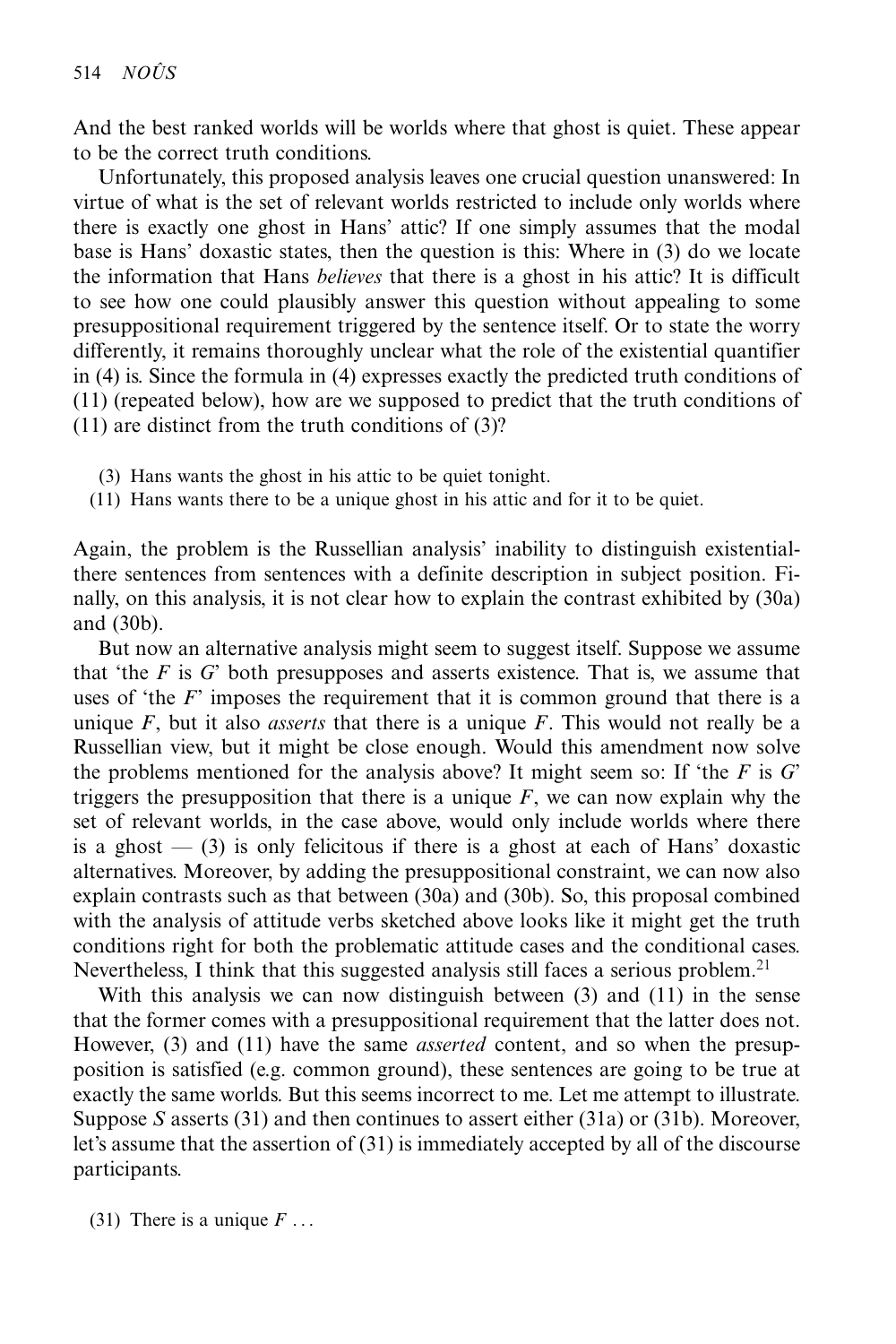And the best ranked worlds will be worlds where that ghost is quiet. These appear to be the correct truth conditions.

Unfortunately, this proposed analysis leaves one crucial question unanswered: In virtue of what is the set of relevant worlds restricted to include only worlds where there is exactly one ghost in Hans' attic? If one simply assumes that the modal base is Hans' doxastic states, then the question is this: Where in (3) do we locate the information that Hans *believes* that there is a ghost in his attic? It is difficult to see how one could plausibly answer this question without appealing to some presuppositional requirement triggered by the sentence itself. Or to state the worry differently, it remains thoroughly unclear what the role of the existential quantifier in (4) is. Since the formula in (4) expresses exactly the predicted truth conditions of (11) (repeated below), how are we supposed to predict that the truth conditions of (11) are distinct from the truth conditions of (3)?

(3) Hans wants the ghost in his attic to be quiet tonight.
(11) Hans wants there to be a unique ghost in his attic and for it to be quiet.

Again, the problem is the Russellian analysis' inability to distinguish existential-there sentences from sentences with a definite description in subject position. Finally, on this analysis, it is not clear how to explain the contrast exhibited by (30a) and (30b).

But now an alternative analysis might seem to suggest itself. Suppose we assume that 'the $F$ is $G$' both presupposes and asserts existence. That is, we assume that uses of 'the $F$' imposes the requirement that it is common ground that there is a unique $F$, but it also *asserts* that there is a unique $F$. This would not really be a Russellian view, but it might be close enough. Would this amendment now solve the problems mentioned for the analysis above? It might seem so: If 'the $F$ is $G$' triggers the presupposition that there is a unique $F$, we can now explain why the set of relevant worlds, in the case above, would only include worlds where there is a ghost — (3) is only felicitous if there is a ghost at each of Hans' doxastic alternatives. Moreover, by adding the presuppositional constraint, we can now also explain contrasts such as that between (30a) and (30b). So, this proposal combined with the analysis of attitude verbs sketched above looks like it might get the truth conditions right for both the problematic attitude cases and the conditional cases. Nevertheless, I think that this suggested analysis still faces a serious problem.[21]

With this analysis we can now distinguish between (3) and (11) in the sense that the former comes with a presuppositional requirement that the latter does not. However, (3) and (11) have the same *asserted* content, and so when the presupposition is satisfied (e.g. common ground), these sentences are going to be true at exactly the same worlds. But this seems incorrect to me. Let me attempt to illustrate. Suppose $S$ asserts (31) and then continues to assert either (31a) or (31b). Moreover, let's assume that the assertion of (31) is immediately accepted by all of the discourse participants.

(31) There is a unique $F$ ...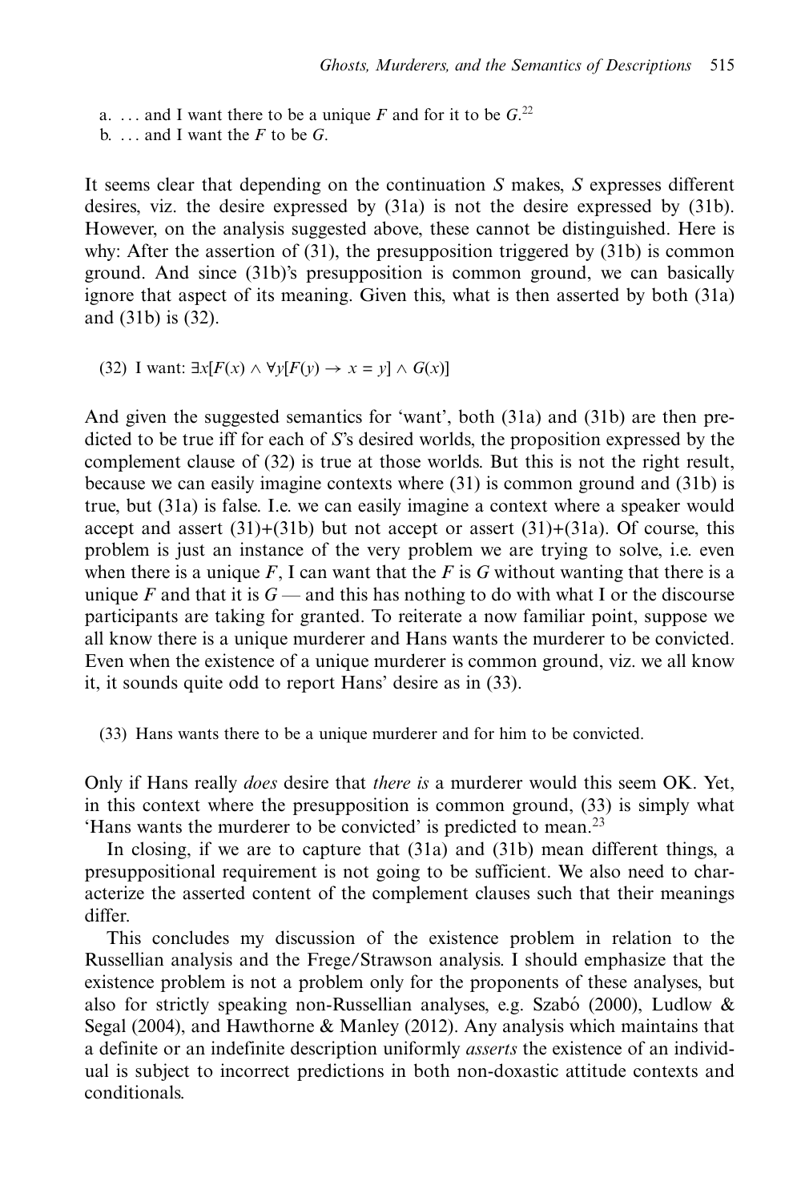a. . . . and I want there to be a unique $F$ and for it to be $G$.[22]
b. . . . and I want the $F$ to be $G$.

It seems clear that depending on the continuation $S$ makes, $S$ expresses different desires, viz. the desire expressed by (31a) is not the desire expressed by (31b). However, on the analysis suggested above, these cannot be distinguished. Here is why: After the assertion of (31), the presupposition triggered by (31b) is common ground. And since (31b)'s presupposition is common ground, we can basically ignore that aspect of its meaning. Given this, what is then asserted by both (31a) and (31b) is (32).

(32) I want: $\exists x[F(x) \wedge \forall y[F(y) \rightarrow x = y] \wedge G(x)]$

And given the suggested semantics for 'want', both (31a) and (31b) are then predicted to be true iff for each of $S$'s desired worlds, the proposition expressed by the complement clause of (32) is true at those worlds. But this is not the right result, because we can easily imagine contexts where (31) is common ground and (31b) is true, but (31a) is false. I.e. we can easily imagine a context where a speaker would accept and assert (31)+(31b) but not accept or assert (31)+(31a). Of course, this problem is just an instance of the very problem we are trying to solve, i.e. even when there is a unique $F$, I can want that the $F$ is $G$ without wanting that there is a unique $F$ and that it is $G$ — and this has nothing to do with what I or the discourse participants are taking for granted. To reiterate a now familiar point, suppose we all know there is a unique murderer and Hans wants the murderer to be convicted. Even when the existence of a unique murderer is common ground, viz. we all know it, it sounds quite odd to report Hans' desire as in (33).

(33) Hans wants there to be a unique murderer and for him to be convicted.

Only if Hans really *does* desire that *there is* a murderer would this seem OK. Yet, in this context where the presupposition is common ground, (33) is simply what 'Hans wants the murderer to be convicted' is predicted to mean.[23]

In closing, if we are to capture that (31a) and (31b) mean different things, a presuppositional requirement is not going to be sufficient. We also need to characterize the asserted content of the complement clauses such that their meanings differ.

This concludes my discussion of the existence problem in relation to the Russellian analysis and the Frege/Strawson analysis. I should emphasize that the existence problem is not a problem only for the proponents of these analyses, but also for strictly speaking non-Russellian analyses, e.g. Szabó (2000), Ludlow & Segal (2004), and Hawthorne & Manley (2012). Any analysis which maintains that a definite or an indefinite description uniformly *asserts* the existence of an individual is subject to incorrect predictions in both non-doxastic attitude contexts and conditionals.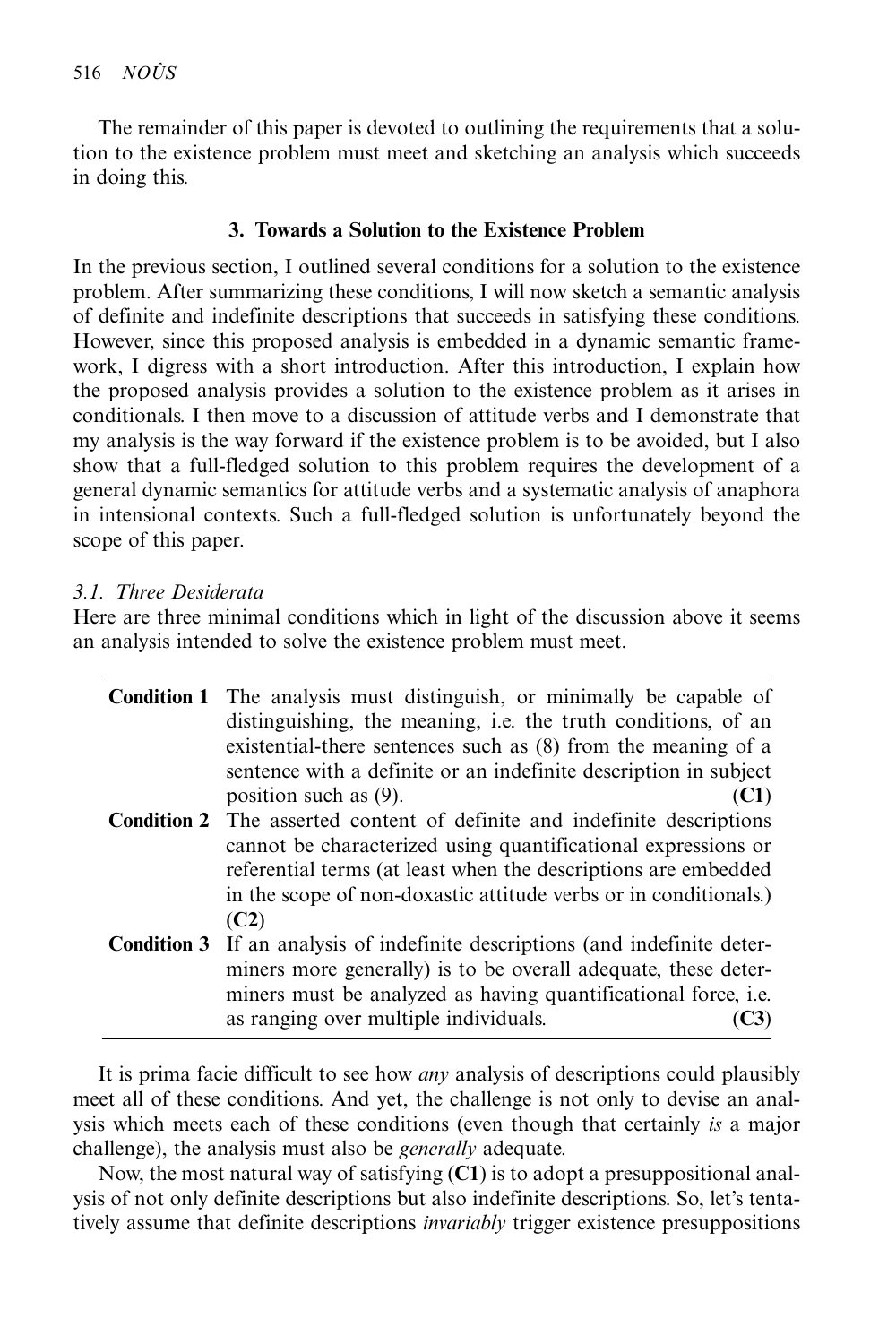The remainder of this paper is devoted to outlining the requirements that a solution to the existence problem must meet and sketching an analysis which succeeds in doing this.

## 3. Towards a Solution to the Existence Problem

In the previous section, I outlined several conditions for a solution to the existence problem. After summarizing these conditions, I will now sketch a semantic analysis of definite and indefinite descriptions that succeeds in satisfying these conditions. However, since this proposed analysis is embedded in a dynamic semantic framework, I digress with a short introduction. After this introduction, I explain how the proposed analysis provides a solution to the existence problem as it arises in conditionals. I then move to a discussion of attitude verbs and I demonstrate that my analysis is the way forward if the existence problem is to be avoided, but I also show that a full-fledged solution to this problem requires the development of a general dynamic semantics for attitude verbs and a systematic analysis of anaphora in intensional contexts. Such a full-fledged solution is unfortunately beyond the scope of this paper.

### *3.1. Three Desiderata*

Here are three minimal conditions which in light of the discussion above it seems an analysis intended to solve the existence problem must meet.

| | | |
|---|---|---|
| **Condition 1** | The analysis must distinguish, or minimally be capable of distinguishing, the meaning, i.e. the truth conditions, of an existential-there sentences such as (8) from the meaning of a sentence with a definite or an indefinite description in subject position such as (9). | (**C1**) |
| **Condition 2** | The asserted content of definite and indefinite descriptions cannot be characterized using quantificational expressions or referential terms (at least when the descriptions are embedded in the scope of non-doxastic attitude verbs or in conditionals.) | (**C2**) |
| **Condition 3** | If an analysis of indefinite descriptions (and indefinite determiners more generally) is to be overall adequate, these determiners must be analyzed as having quantificational force, i.e. as ranging over multiple individuals. | (**C3**) |

It is prima facie difficult to see how *any* analysis of descriptions could plausibly meet all of these conditions. And yet, the challenge is not only to devise an analysis which meets each of these conditions (even though that certainly *is* a major challenge), the analysis must also be *generally* adequate.

Now, the most natural way of satisfying (**C1**) is to adopt a presuppositional analysis of not only definite descriptions but also indefinite descriptions. So, let's tentatively assume that definite descriptions *invariably* trigger existence presuppositions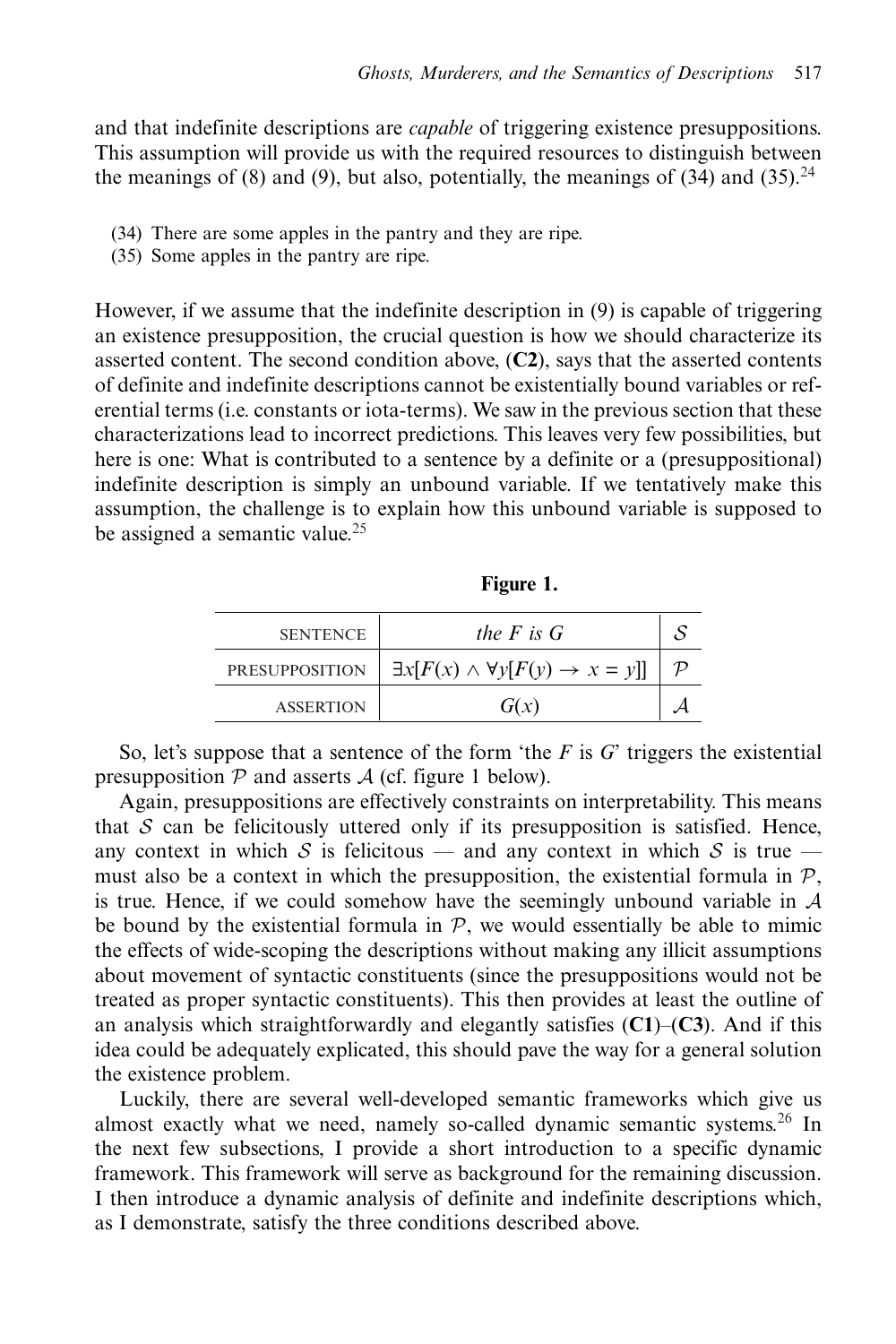and that indefinite descriptions are *capable* of triggering existence presuppositions. This assumption will provide us with the required resources to distinguish between the meanings of (8) and (9), but also, potentially, the meanings of (34) and (35).[24]

(34) There are some apples in the pantry and they are ripe.
(35) Some apples in the pantry are ripe.

However, if we assume that the indefinite description in (9) is capable of triggering an existence presupposition, the crucial question is how we should characterize its asserted content. The second condition above, **(C2)**, says that the asserted contents of definite and indefinite descriptions cannot be existentially bound variables or referential terms (i.e. constants or iota-terms). We saw in the previous section that these characterizations lead to incorrect predictions. This leaves very few possibilities, but here is one: What is contributed to a sentence by a definite or a (presuppositional) indefinite description is simply an unbound variable. If we tentatively make this assumption, the challenge is to explain how this unbound variable is supposed to be assigned a semantic value.[25]

**Figure 1.**

| | | |
|---|---|---|
| SENTENCE | *the F is G* | $\mathcal{S}$ |
| PRESUPPOSITION | $\exists x[F(x) \wedge \forall y[F(y) \rightarrow x = y]]$ | $\mathcal{P}$ |
| ASSERTION | $G(x)$ | $\mathcal{A}$ |

So, let's suppose that a sentence of the form 'the $F$ is $G$' triggers the existential presupposition $\mathcal{P}$ and asserts $\mathcal{A}$ (cf. figure 1 below).

Again, presuppositions are effectively constraints on interpretability. This means that $\mathcal{S}$ can be felicitously uttered only if its presupposition is satisfied. Hence, any context in which $\mathcal{S}$ is felicitous — and any context in which $\mathcal{S}$ is true — must also be a context in which the presupposition, the existential formula in $\mathcal{P}$, is true. Hence, if we could somehow have the seemingly unbound variable in $\mathcal{A}$ be bound by the existential formula in $\mathcal{P}$, we would essentially be able to mimic the effects of wide-scoping the descriptions without making any illicit assumptions about movement of syntactic constituents (since the presuppositions would not be treated as proper syntactic constituents). This then provides at least the outline of an analysis which straightforwardly and elegantly satisfies **(C1)**–**(C3)**. And if this idea could be adequately explicated, this should pave the way for a general solution the existence problem.

Luckily, there are several well-developed semantic frameworks which give us almost exactly what we need, namely so-called dynamic semantic systems.[26] In the next few subsections, I provide a short introduction to a specific dynamic framework. This framework will serve as background for the remaining discussion. I then introduce a dynamic analysis of definite and indefinite descriptions which, as I demonstrate, satisfy the three conditions described above.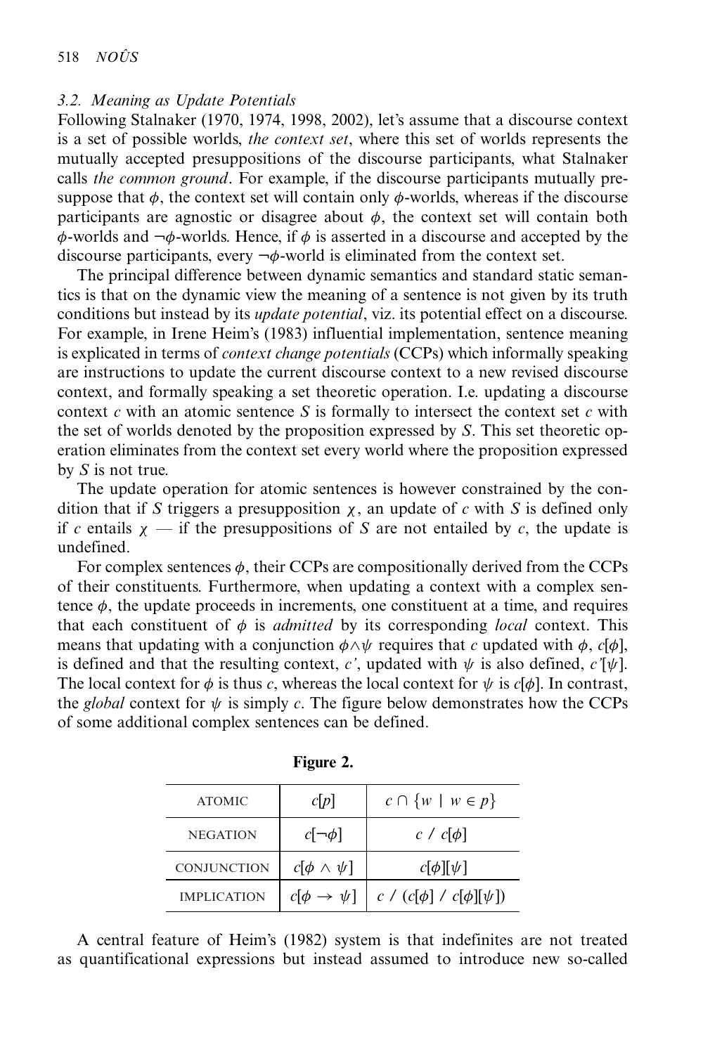### *3.2. Meaning as Update Potentials*

Following Stalnaker (1970, 1974, 1998, 2002), let's assume that a discourse context is a set of possible worlds, *the context set*, where this set of worlds represents the mutually accepted presuppositions of the discourse participants, what Stalnaker calls *the common ground*. For example, if the discourse participants mutually presuppose that $\phi$, the context set will contain only $\phi$-worlds, whereas if the discourse participants are agnostic or disagree about $\phi$, the context set will contain both $\phi$-worlds and $\neg\phi$-worlds. Hence, if $\phi$ is asserted in a discourse and accepted by the discourse participants, every $\neg\phi$-world is eliminated from the context set.

The principal difference between dynamic semantics and standard static semantics is that on the dynamic view the meaning of a sentence is not given by its truth conditions but instead by its *update potential*, viz. its potential effect on a discourse. For example, in Irene Heim's (1983) influential implementation, sentence meaning is explicated in terms of *context change potentials* (CCPs) which informally speaking are instructions to update the current discourse context to a new revised discourse context, and formally speaking a set theoretic operation. I.e. updating a discourse context $c$ with an atomic sentence $S$ is formally to intersect the context set $c$ with the set of worlds denoted by the proposition expressed by $S$. This set theoretic operation eliminates from the context set every world where the proposition expressed by $S$ is not true.

The update operation for atomic sentences is however constrained by the condition that if $S$ triggers a presupposition $\chi$, an update of $c$ with $S$ is defined only if $c$ entails $\chi$ — if the presuppositions of $S$ are not entailed by $c$, the update is undefined.

For complex sentences $\phi$, their CCPs are compositionally derived from the CCPs of their constituents. Furthermore, when updating a context with a complex sentence $\phi$, the update proceeds in increments, one constituent at a time, and requires that each constituent of $\phi$ is *admitted* by its corresponding *local* context. This means that updating with a conjunction $\phi \wedge \psi$ requires that $c$ updated with $\phi$, $c[\phi]$, is defined and that the resulting context, $c'$, updated with $\psi$ is also defined, $c'[\psi]$. The local context for $\phi$ is thus $c$, whereas the local context for $\psi$ is $c[\phi]$. In contrast, the *global* context for $\psi$ is simply $c$. The figure below demonstrates how the CCPs of some additional complex sentences can be defined.

**Figure 2.**

| ATOMIC | $c[p]$ | $c \cap \{w \mid w \in p\}$ |
|---|---|---|
| NEGATION | $c[\neg\phi]$ | $c \ / \ c[\phi]$ |
| CONJUNCTION | $c[\phi \wedge \psi]$ | $c[\phi][\psi]$ |
| IMPLICATION | $c[\phi \rightarrow \psi]$ | $c \ / \ (c[\phi] \ / \ c[\phi][\psi])$ |

A central feature of Heim's (1982) system is that indefinites are not treated as quantificational expressions but instead assumed to introduce new so-called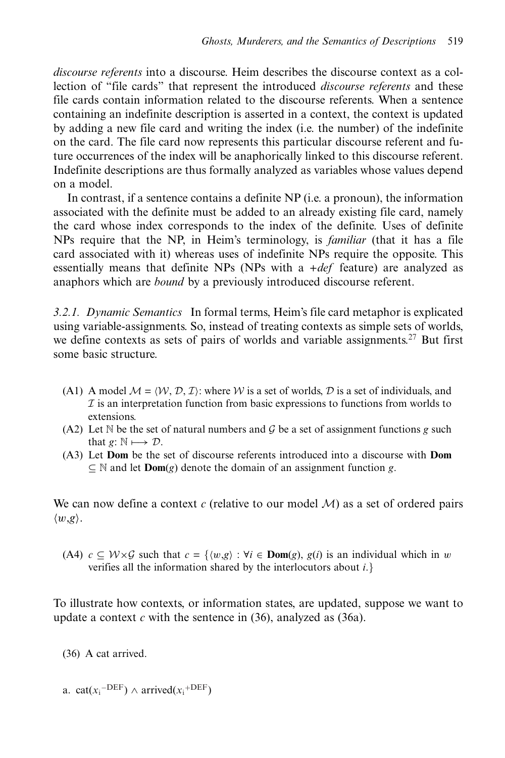*discourse referents* into a discourse. Heim describes the discourse context as a collection of "file cards" that represent the introduced *discourse referents* and these file cards contain information related to the discourse referents. When a sentence containing an indefinite description is asserted in a context, the context is updated by adding a new file card and writing the index (i.e. the number) of the indefinite on the card. The file card now represents this particular discourse referent and future occurrences of the index will be anaphorically linked to this discourse referent. Indefinite descriptions are thus formally analyzed as variables whose values depend on a model.

In contrast, if a sentence contains a definite NP (i.e. a pronoun), the information associated with the definite must be added to an already existing file card, namely the card whose index corresponds to the index of the definite. Uses of definite NPs require that the NP, in Heim's terminology, is *familiar* (that it has a file card associated with it) whereas uses of indefinite NPs require the opposite. This essentially means that definite NPs (NPs with a *+def* feature) are analyzed as anaphors which are *bound* by a previously introduced discourse referent.

*3.2.1. Dynamic Semantics* In formal terms, Heim's file card metaphor is explicated using variable-assignments. So, instead of treating contexts as simple sets of worlds, we define contexts as sets of pairs of worlds and variable assignments.[27] But first some basic structure.

(A1) A model $\mathcal{M} = \langle \mathcal{W}, \mathcal{D}, \mathcal{I} \rangle$: where $\mathcal{W}$ is a set of worlds, $\mathcal{D}$ is a set of individuals, and $\mathcal{I}$ is an interpretation function from basic expressions to functions from worlds to extensions.

(A2) Let $\mathbb{N}$ be the set of natural numbers and $\mathcal{G}$ be a set of assignment functions $g$ such that $g$: $\mathbb{N} \longmapsto \mathcal{D}$.

(A3) Let **Dom** be the set of discourse referents introduced into a discourse with **Dom** $\subseteq \mathbb{N}$ and let **Dom**($g$) denote the domain of an assignment function $g$.

We can now define a context $c$ (relative to our model $\mathcal{M}$) as a set of ordered pairs $\langle w,g \rangle$.

(A4) $c \subseteq \mathcal{W} \times \mathcal{G}$ such that $c = \{\langle w,g \rangle : \forall i \in$ **Dom**$(g)$, $g(i)$ is an individual which in $w$ verifies all the information shared by the interlocutors about $i$.$\}$

To illustrate how contexts, or information states, are updated, suppose we want to update a context $c$ with the sentence in (36), analyzed as (36a).

(36) A cat arrived.

a. $\text{cat}(x_i^{-\text{DEF}}) \wedge \text{arrived}(x_i^{+\text{DEF}})$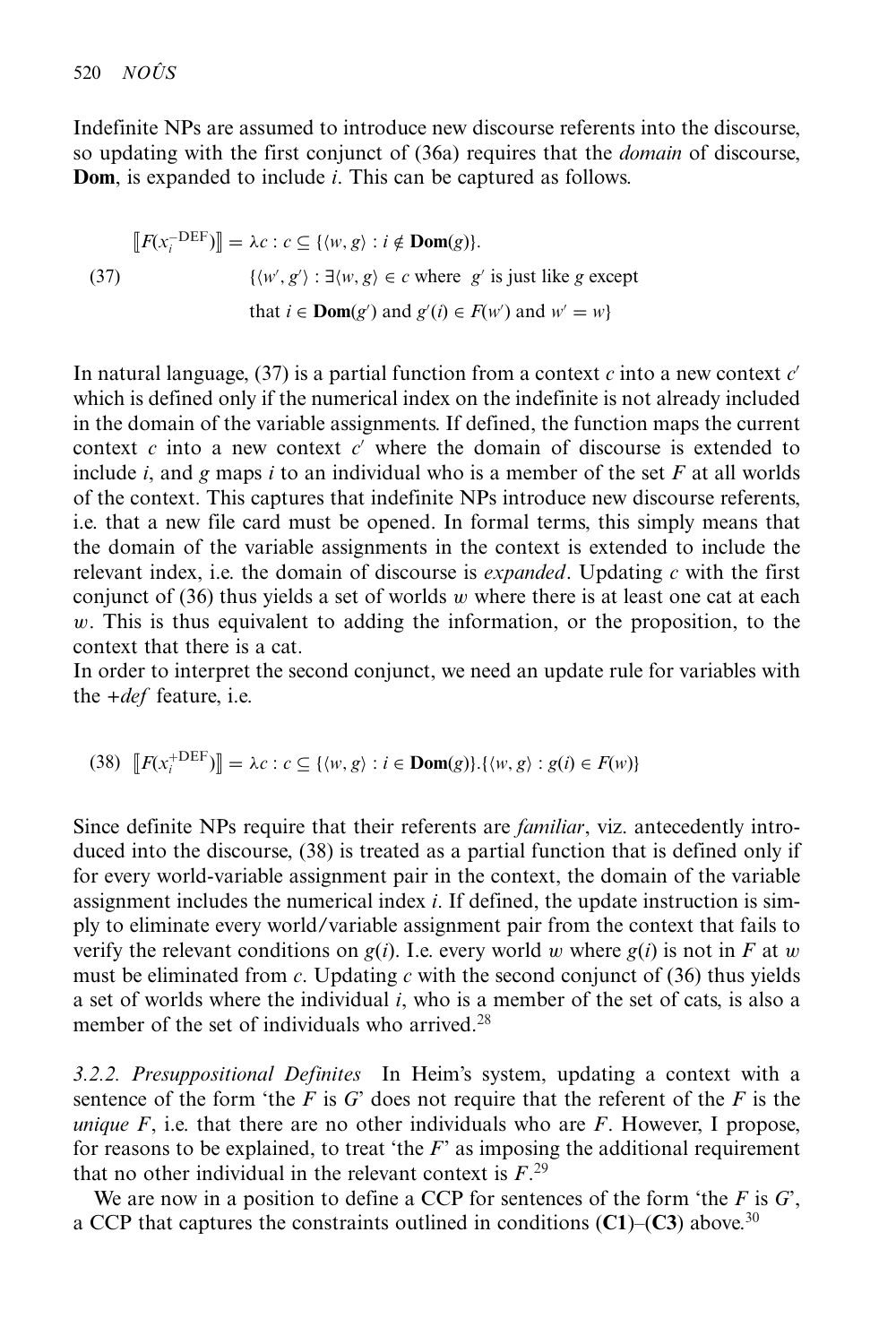Indefinite NPs are assumed to introduce new discourse referents into the discourse, so updating with the first conjunct of (36a) requires that the *domain* of discourse, **Dom**, is expanded to include $i$. This can be captured as follows.

$$\llbracket F(x_i^{-\text{DEF}}) \rrbracket = \lambda c : c \subseteq \{\langle w, g\rangle : i \notin \mathbf{Dom}(g)\}.$$

(37) $$\{\langle w', g'\rangle : \exists \langle w, g\rangle \in c \text{ where } g' \text{ is just like } g \text{ except that } i \in \mathbf{Dom}(g') \text{ and } g'(i) \in F(w') \text{ and } w' = w\}$$

In natural language, (37) is a partial function from a context $c$ into a new context $c'$ which is defined only if the numerical index on the indefinite is not already included in the domain of the variable assignments. If defined, the function maps the current context $c$ into a new context $c'$ where the domain of discourse is extended to include $i$, and $g$ maps $i$ to an individual who is a member of the set $F$ at all worlds of the context. This captures that indefinite NPs introduce new discourse referents, i.e. that a new file card must be opened. In formal terms, this simply means that the domain of the variable assignments in the context is extended to include the relevant index, i.e. the domain of discourse is *expanded*. Updating $c$ with the first conjunct of (36) thus yields a set of worlds $w$ where there is at least one cat at each $w$. This is thus equivalent to adding the information, or the proposition, to the context that there is a cat.

In order to interpret the second conjunct, we need an update rule for variables with the *+def* feature, i.e.

(38) $$\llbracket F(x_i^{+\text{DEF}}) \rrbracket = \lambda c : c \subseteq \{\langle w, g\rangle : i \in \mathbf{Dom}(g)\}.\{\langle w, g\rangle : g(i) \in F(w)\}$$

Since definite NPs require that their referents are *familiar*, viz. antecedently introduced into the discourse, (38) is treated as a partial function that is defined only if for every world-variable assignment pair in the context, the domain of the variable assignment includes the numerical index $i$. If defined, the update instruction is simply to eliminate every world/variable assignment pair from the context that fails to verify the relevant conditions on $g(i)$. I.e. every world $w$ where $g(i)$ is not in $F$ at $w$ must be eliminated from $c$. Updating $c$ with the second conjunct of (36) thus yields a set of worlds where the individual $i$, who is a member of the set of cats, is also a member of the set of individuals who arrived.[28]

*3.2.2. Presuppositional Definites* In Heim's system, updating a context with a sentence of the form 'the $F$ is $G$' does not require that the referent of the $F$ is the *unique* $F$, i.e. that there are no other individuals who are $F$. However, I propose, for reasons to be explained, to treat 'the $F$' as imposing the additional requirement that no other individual in the relevant context is $F$.[29]

We are now in a position to define a CCP for sentences of the form 'the $F$ is $G$', a CCP that captures the constraints outlined in conditions **(C1)**–**(C3)** above.[30]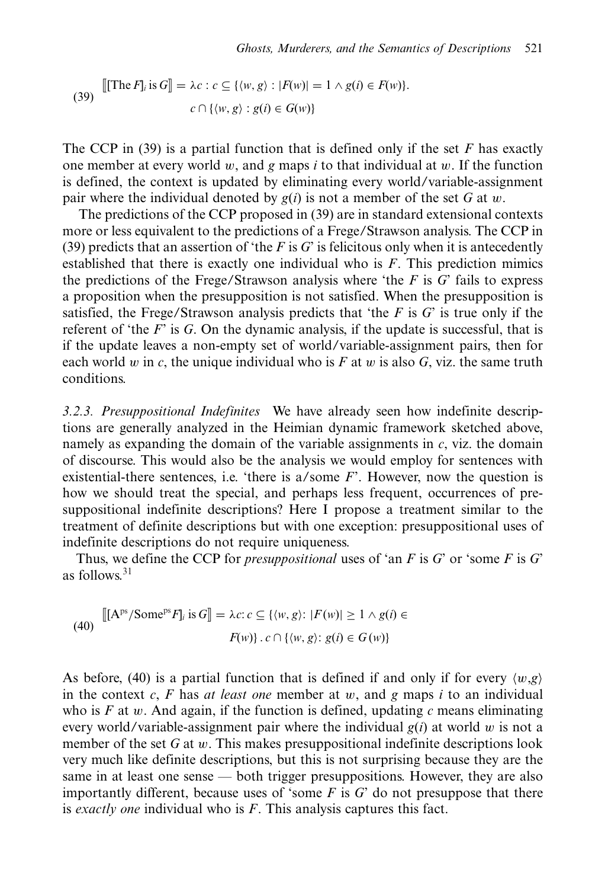$$(39) \quad [\![[\text{The } F]_i \text{ is } G]\!] = \lambda c : c \subseteq \{\langle w, g\rangle : |F(w)| = 1 \wedge g(i) \in F(w)\}. \\ c \cap \{\langle w, g\rangle : g(i) \in G(w)\}$$

The CCP in (39) is a partial function that is defined only if the set $F$ has exactly one member at every world $w$, and $g$ maps $i$ to that individual at $w$. If the function is defined, the context is updated by eliminating every world/variable-assignment pair where the individual denoted by $g(i)$ is not a member of the set $G$ at $w$.

The predictions of the CCP proposed in (39) are in standard extensional contexts more or less equivalent to the predictions of a Frege/Strawson analysis. The CCP in (39) predicts that an assertion of 'the $F$ is $G$' is felicitous only when it is antecedently established that there is exactly one individual who is $F$. This prediction mimics the predictions of the Frege/Strawson analysis where 'the $F$ is $G$' fails to express a proposition when the presupposition is not satisfied. When the presupposition is satisfied, the Frege/Strawson analysis predicts that 'the $F$ is $G$' is true only if the referent of 'the $F$' is $G$. On the dynamic analysis, if the update is successful, that is if the update leaves a non-empty set of world/variable-assignment pairs, then for each world $w$ in $c$, the unique individual who is $F$ at $w$ is also $G$, viz. the same truth conditions.

*3.2.3. Presuppositional Indefinites* We have already seen how indefinite descriptions are generally analyzed in the Heimian dynamic framework sketched above, namely as expanding the domain of the variable assignments in $c$, viz. the domain of discourse. This would also be the analysis we would employ for sentences with existential-there sentences, i.e. 'there is a/some $F$'. However, now the question is how we should treat the special, and perhaps less frequent, occurrences of presuppositional indefinite descriptions? Here I propose a treatment similar to the treatment of definite descriptions but with one exception: presuppositional uses of indefinite descriptions do not require uniqueness.

Thus, we define the CCP for *presuppositional* uses of 'an $F$ is $G$' or 'some $F$ is $G$' as follows.[31]

$$(40) \quad [\![[\text{A}^{\text{ps}}/\text{Some}^{\text{ps}} F]_i \text{ is } G]\!] = \lambda c\text{:}\, c \subseteq \{\langle w, g\rangle\text{: } |F(w)| \geq 1 \wedge g(i) \in \\ F(w)\}\,.\, c \cap \{\langle w, g\rangle\text{: } g(i) \in G(w)\}$$

As before, (40) is a partial function that is defined if and only if for every $\langle w,g\rangle$ in the context $c$, $F$ has *at least one* member at $w$, and $g$ maps $i$ to an individual who is $F$ at $w$. And again, if the function is defined, updating $c$ means eliminating every world/variable-assignment pair where the individual $g(i)$ at world $w$ is not a member of the set $G$ at $w$. This makes presuppositional indefinite descriptions look very much like definite descriptions, but this is not surprising because they are the same in at least one sense — both trigger presuppositions. However, they are also importantly different, because uses of 'some $F$ is $G$' do not presuppose that there is *exactly one* individual who is $F$. This analysis captures this fact.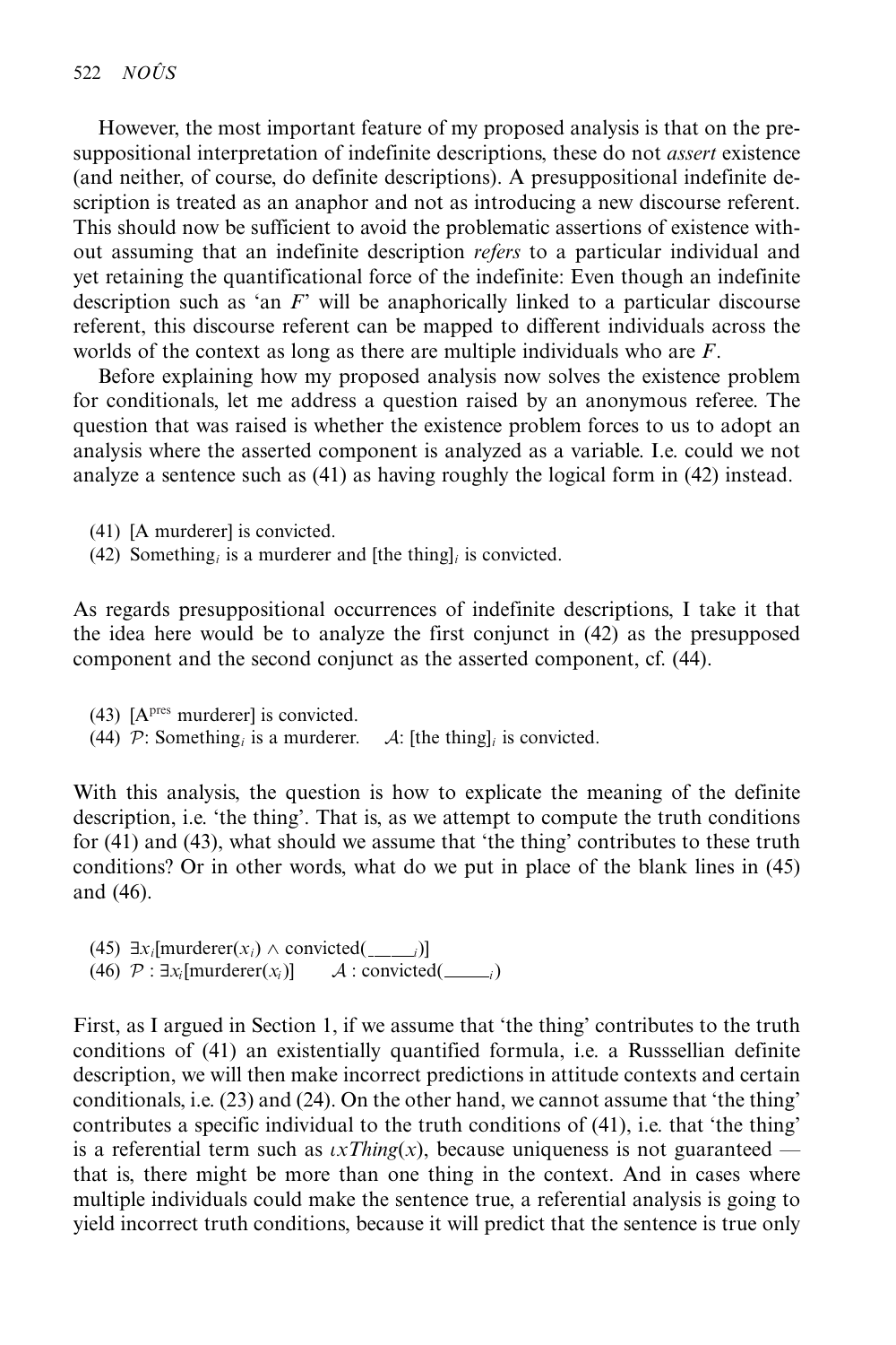However, the most important feature of my proposed analysis is that on the presuppositional interpretation of indefinite descriptions, these do not *assert* existence (and neither, of course, do definite descriptions). A presuppositional indefinite description is treated as an anaphor and not as introducing a new discourse referent. This should now be sufficient to avoid the problematic assertions of existence without assuming that an indefinite description *refers* to a particular individual and yet retaining the quantificational force of the indefinite: Even though an indefinite description such as 'an $F$' will be anaphorically linked to a particular discourse referent, this discourse referent can be mapped to different individuals across the worlds of the context as long as there are multiple individuals who are $F$.

Before explaining how my proposed analysis now solves the existence problem for conditionals, let me address a question raised by an anonymous referee. The question that was raised is whether the existence problem forces to us to adopt an analysis where the asserted component is analyzed as a variable. I.e. could we not analyze a sentence such as (41) as having roughly the logical form in (42) instead.

(41) [A murderer] is convicted.
(42) Something$_i$ is a murderer and [the thing]$_i$ is convicted.

As regards presuppositional occurrences of indefinite descriptions, I take it that the idea here would be to analyze the first conjunct in (42) as the presupposed component and the second conjunct as the asserted component, cf. (44).

(43) [A$^{\text{pres}}$ murderer] is convicted.
(44) $\mathcal{P}$: Something$_i$ is a murderer. $\mathcal{A}$: [the thing]$_i$ is convicted.

With this analysis, the question is how to explicate the meaning of the definite description, i.e. 'the thing'. That is, as we attempt to compute the truth conditions for (41) and (43), what should we assume that 'the thing' contributes to these truth conditions? Or in other words, what do we put in place of the blank lines in (45) and (46).

(45) $\exists x_i[\text{murderer}(x_i) \wedge \text{convicted}(\underline{\quad\quad}_i)]$
(46) $\mathcal{P} : \exists x_i[\text{murderer}(x_i)]$ $\quad\mathcal{A} : \text{convicted}(\underline{\quad\quad}_i)$

First, as I argued in Section 1, if we assume that 'the thing' contributes to the truth conditions of (41) an existentially quantified formula, i.e. a Russsellian definite description, we will then make incorrect predictions in attitude contexts and certain conditionals, i.e. (23) and (24). On the other hand, we cannot assume that 'the thing' contributes a specific individual to the truth conditions of (41), i.e. that 'the thing' is a referential term such as $\iota x Thing(x)$, because uniqueness is not guaranteed — that is, there might be more than one thing in the context. And in cases where multiple individuals could make the sentence true, a referential analysis is going to yield incorrect truth conditions, because it will predict that the sentence is true only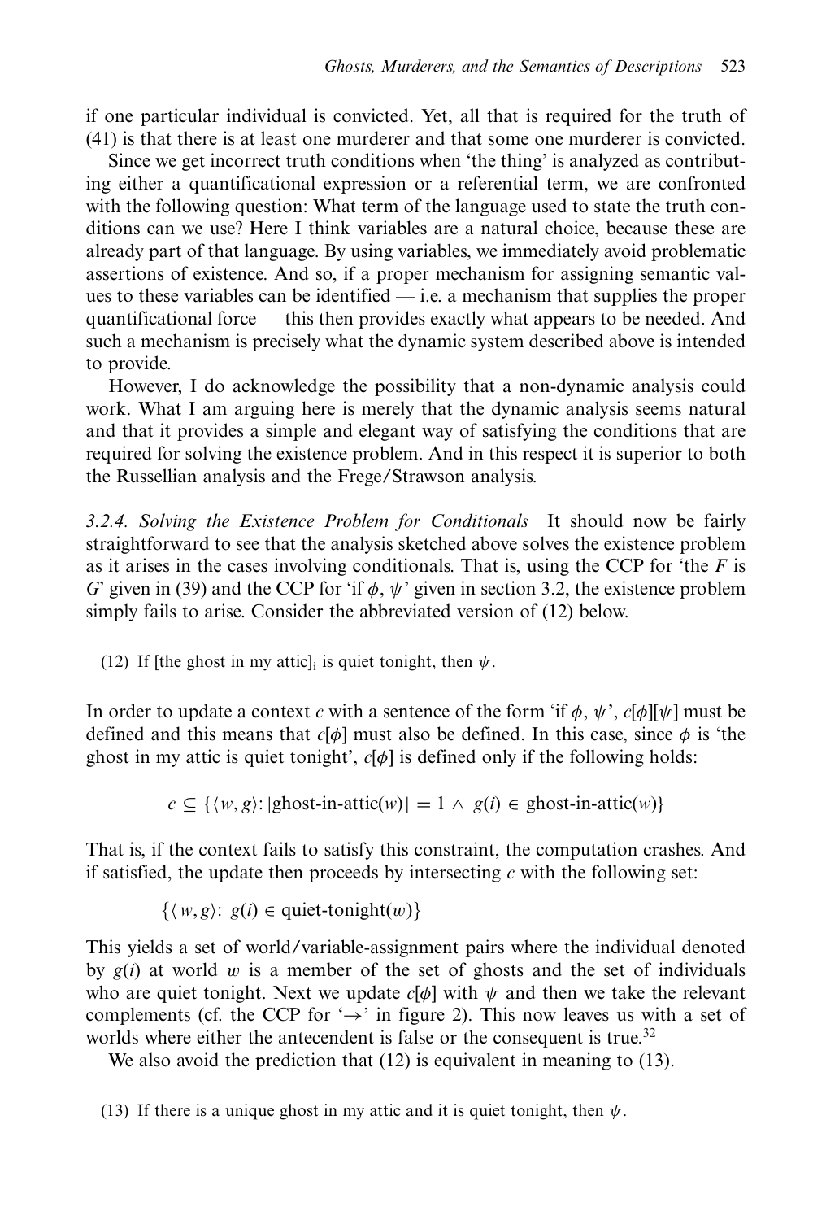if one particular individual is convicted. Yet, all that is required for the truth of (41) is that there is at least one murderer and that some one murderer is convicted.

Since we get incorrect truth conditions when 'the thing' is analyzed as contributing either a quantificational expression or a referential term, we are confronted with the following question: What term of the language used to state the truth conditions can we use? Here I think variables are a natural choice, because these are already part of that language. By using variables, we immediately avoid problematic assertions of existence. And so, if a proper mechanism for assigning semantic values to these variables can be identified — i.e. a mechanism that supplies the proper quantificational force — this then provides exactly what appears to be needed. And such a mechanism is precisely what the dynamic system described above is intended to provide.

However, I do acknowledge the possibility that a non-dynamic analysis could work. What I am arguing here is merely that the dynamic analysis seems natural and that it provides a simple and elegant way of satisfying the conditions that are required for solving the existence problem. And in this respect it is superior to both the Russellian analysis and the Frege/Strawson analysis.

*3.2.4. Solving the Existence Problem for Conditionals* It should now be fairly straightforward to see that the analysis sketched above solves the existence problem as it arises in the cases involving conditionals. That is, using the CCP for 'the *F* is *G*' given in (39) and the CCP for 'if $\phi$, $\psi$' given in section 3.2, the existence problem simply fails to arise. Consider the abbreviated version of (12) below.

(12) If [the ghost in my attic]$_i$ is quiet tonight, then $\psi$.

In order to update a context $c$ with a sentence of the form 'if $\phi$, $\psi$', $c[\phi][\psi]$ must be defined and this means that $c[\phi]$ must also be defined. In this case, since $\phi$ is 'the ghost in my attic is quiet tonight', $c[\phi]$ is defined only if the following holds:

$$c \subseteq \{\langle w, g\rangle : |\text{ghost-in-attic}(w)| = 1 \wedge g(i) \in \text{ghost-in-attic}(w)\}$$

That is, if the context fails to satisfy this constraint, the computation crashes. And if satisfied, the update then proceeds by intersecting $c$ with the following set:

$$\{\langle w, g\rangle :\ g(i) \in \text{quiet-tonight}(w)\}$$

This yields a set of world/variable-assignment pairs where the individual denoted by $g(i)$ at world $w$ is a member of the set of ghosts and the set of individuals who are quiet tonight. Next we update $c[\phi]$ with $\psi$ and then we take the relevant complements (cf. the CCP for '$\rightarrow$' in figure 2). This now leaves us with a set of worlds where either the antecendent is false or the consequent is true.[32]

We also avoid the prediction that (12) is equivalent in meaning to (13).

(13) If there is a unique ghost in my attic and it is quiet tonight, then $\psi$.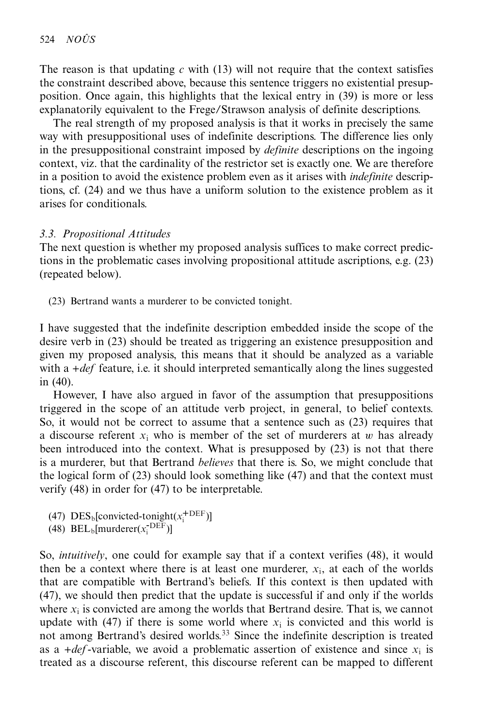The reason is that updating $c$ with (13) will not require that the context satisfies the constraint described above, because this sentence triggers no existential presupposition. Once again, this highlights that the lexical entry in (39) is more or less explanatorily equivalent to the Frege/Strawson analysis of definite descriptions.

The real strength of my proposed analysis is that it works in precisely the same way with presuppositional uses of indefinite descriptions. The difference lies only in the presuppositional constraint imposed by *definite* descriptions on the ingoing context, viz. that the cardinality of the restrictor set is exactly one. We are therefore in a position to avoid the existence problem even as it arises with *indefinite* descriptions, cf. (24) and we thus have a uniform solution to the existence problem as it arises for conditionals.

### *3.3. Propositional Attitudes*

The next question is whether my proposed analysis suffices to make correct predictions in the problematic cases involving propositional attitude ascriptions, e.g. (23) (repeated below).

(23) Bertrand wants a murderer to be convicted tonight.

I have suggested that the indefinite description embedded inside the scope of the desire verb in (23) should be treated as triggering an existence presupposition and given my proposed analysis, this means that it should be analyzed as a variable with a *+def* feature, i.e. it should interpreted semantically along the lines suggested in (40).

However, I have also argued in favor of the assumption that presuppositions triggered in the scope of an attitude verb project, in general, to belief contexts. So, it would not be correct to assume that a sentence such as (23) requires that a discourse referent $x_i$ who is member of the set of murderers at $w$ has already been introduced into the context. What is presupposed by (23) is not that there is a murderer, but that Bertrand *believes* that there is. So, we might conclude that the logical form of (23) should look something like (47) and that the context must verify (48) in order for (47) to be interpretable.

(47) $\text{DES}_b[\text{convicted-tonight}(x_i^{+\text{DEF}})]$
(48) $\text{BEL}_b[\text{murderer}(x_i^{-\text{DEF}})]$

So, *intuitively*, one could for example say that if a context verifies (48), it would then be a context where there is at least one murderer, $x_i$, at each of the worlds that are compatible with Bertrand's beliefs. If this context is then updated with (47), we should then predict that the update is successful if and only if the worlds where $x_i$ is convicted are among the worlds that Bertrand desire. That is, we cannot update with (47) if there is some world where $x_i$ is convicted and this world is not among Bertrand's desired worlds.[33] Since the indefinite description is treated as a *+def*-variable, we avoid a problematic assertion of existence and since $x_i$ is treated as a discourse referent, this discourse referent can be mapped to different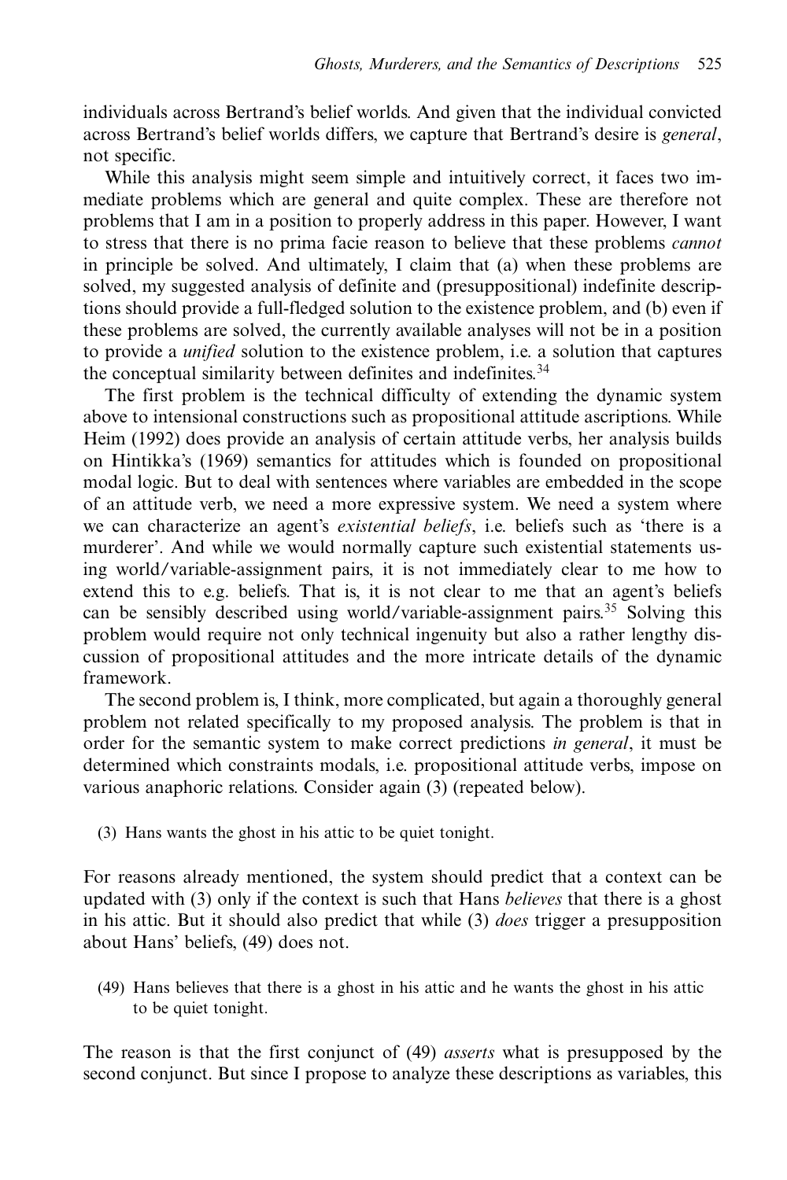individuals across Bertrand's belief worlds. And given that the individual convicted across Bertrand's belief worlds differs, we capture that Bertrand's desire is *general*, not specific.

While this analysis might seem simple and intuitively correct, it faces two immediate problems which are general and quite complex. These are therefore not problems that I am in a position to properly address in this paper. However, I want to stress that there is no prima facie reason to believe that these problems *cannot* in principle be solved. And ultimately, I claim that (a) when these problems are solved, my suggested analysis of definite and (presuppositional) indefinite descriptions should provide a full-fledged solution to the existence problem, and (b) even if these problems are solved, the currently available analyses will not be in a position to provide a *unified* solution to the existence problem, i.e. a solution that captures the conceptual similarity between definites and indefinites.[34]

The first problem is the technical difficulty of extending the dynamic system above to intensional constructions such as propositional attitude ascriptions. While Heim (1992) does provide an analysis of certain attitude verbs, her analysis builds on Hintikka's (1969) semantics for attitudes which is founded on propositional modal logic. But to deal with sentences where variables are embedded in the scope of an attitude verb, we need a more expressive system. We need a system where we can characterize an agent's *existential beliefs*, i.e. beliefs such as 'there is a murderer'. And while we would normally capture such existential statements using world/variable-assignment pairs, it is not immediately clear to me how to extend this to e.g. beliefs. That is, it is not clear to me that an agent's beliefs can be sensibly described using world/variable-assignment pairs.[35] Solving this problem would require not only technical ingenuity but also a rather lengthy discussion of propositional attitudes and the more intricate details of the dynamic framework.

The second problem is, I think, more complicated, but again a thoroughly general problem not related specifically to my proposed analysis. The problem is that in order for the semantic system to make correct predictions *in general*, it must be determined which constraints modals, i.e. propositional attitude verbs, impose on various anaphoric relations. Consider again (3) (repeated below).

(3) Hans wants the ghost in his attic to be quiet tonight.

For reasons already mentioned, the system should predict that a context can be updated with (3) only if the context is such that Hans *believes* that there is a ghost in his attic. But it should also predict that while (3) *does* trigger a presupposition about Hans' beliefs, (49) does not.

(49) Hans believes that there is a ghost in his attic and he wants the ghost in his attic to be quiet tonight.

The reason is that the first conjunct of (49) *asserts* what is presupposed by the second conjunct. But since I propose to analyze these descriptions as variables, this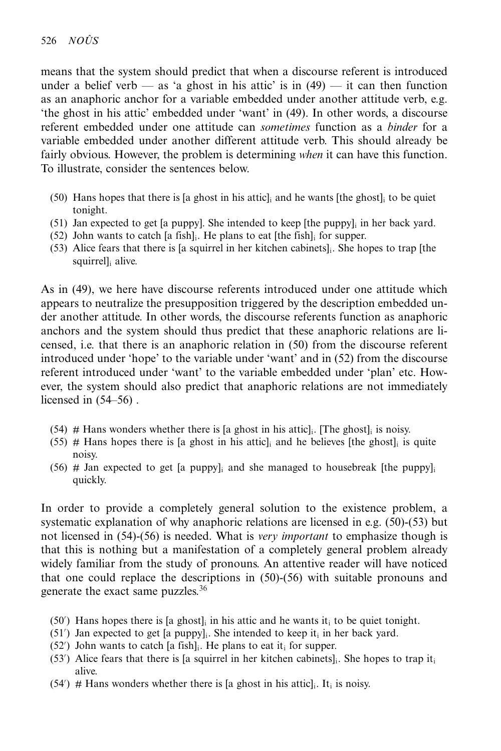means that the system should predict that when a discourse referent is introduced under a belief verb — as 'a ghost in his attic' is in (49) — it can then function as an anaphoric anchor for a variable embedded under another attitude verb, e.g. 'the ghost in his attic' embedded under 'want' in (49). In other words, a discourse referent embedded under one attitude can *sometimes* function as a *binder* for a variable embedded under another different attitude verb. This should already be fairly obvious. However, the problem is determining *when* it can have this function. To illustrate, consider the sentences below.

(50) Hans hopes that there is [a ghost in his attic]$_i$ and he wants [the ghost]$_i$ to be quiet tonight.
(51) Jan expected to get [a puppy]. She intended to keep [the puppy]$_i$ in her back yard.
(52) John wants to catch [a fish]$_i$. He plans to eat [the fish]$_i$ for supper.
(53) Alice fears that there is [a squirrel in her kitchen cabinets]$_i$. She hopes to trap [the squirrel]$_i$ alive.

As in (49), we here have discourse referents introduced under one attitude which appears to neutralize the presupposition triggered by the description embedded under another attitude. In other words, the discourse referents function as anaphoric anchors and the system should thus predict that these anaphoric relations are licensed, i.e. that there is an anaphoric relation in (50) from the discourse referent introduced under 'hope' to the variable under 'want' and in (52) from the discourse referent introduced under 'want' to the variable embedded under 'plan' etc. However, the system should also predict that anaphoric relations are not immediately licensed in (54–56) .

(54) # Hans wonders whether there is [a ghost in his attic]$_i$. [The ghost]$_i$ is noisy.
(55) # Hans hopes there is [a ghost in his attic]$_i$ and he believes [the ghost]$_i$ is quite noisy.
(56) # Jan expected to get [a puppy]$_i$ and she managed to housebreak [the puppy]$_i$ quickly.

In order to provide a completely general solution to the existence problem, a systematic explanation of why anaphoric relations are licensed in e.g. (50)-(53) but not licensed in (54)-(56) is needed. What is *very important* to emphasize though is that this is nothing but a manifestation of a completely general problem already widely familiar from the study of pronouns. An attentive reader will have noticed that one could replace the descriptions in (50)-(56) with suitable pronouns and generate the exact same puzzles.[36]

(50′) Hans hopes there is [a ghost]$_i$ in his attic and he wants it$_i$ to be quiet tonight.
(51′) Jan expected to get [a puppy]$_i$. She intended to keep it$_i$ in her back yard.
(52′) John wants to catch [a fish]$_i$. He plans to eat it$_i$ for supper.
(53′) Alice fears that there is [a squirrel in her kitchen cabinets]$_i$. She hopes to trap it$_i$ alive.
(54′) # Hans wonders whether there is [a ghost in his attic]$_i$. It$_i$ is noisy.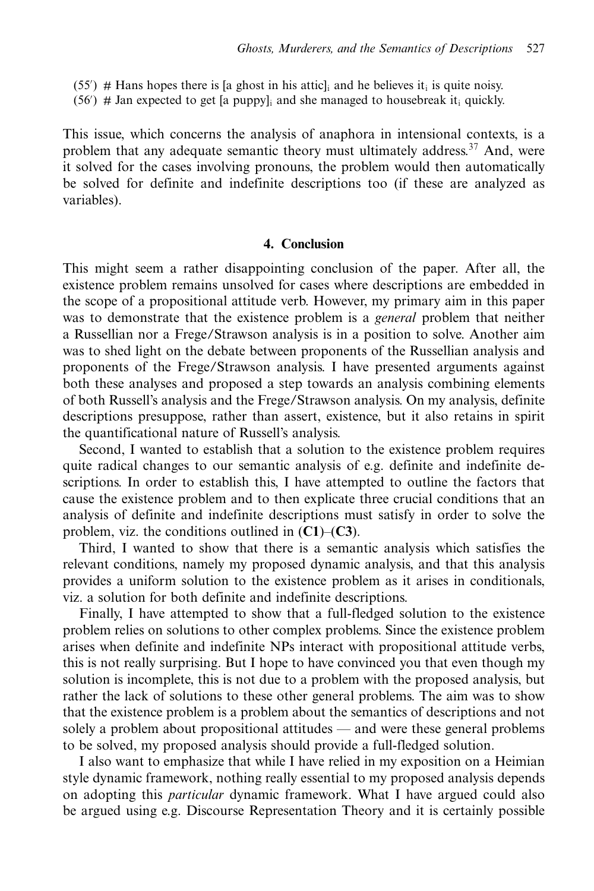(55′) # Hans hopes there is [a ghost in his attic]$_i$ and he believes it$_i$ is quite noisy.

(56′) # Jan expected to get [a puppy]$_i$ and she managed to housebreak it$_i$ quickly.

This issue, which concerns the analysis of anaphora in intensional contexts, is a problem that any adequate semantic theory must ultimately address.[37] And, were it solved for the cases involving pronouns, the problem would then automatically be solved for definite and indefinite descriptions too (if these are analyzed as variables).

## 4. Conclusion

This might seem a rather disappointing conclusion of the paper. After all, the existence problem remains unsolved for cases where descriptions are embedded in the scope of a propositional attitude verb. However, my primary aim in this paper was to demonstrate that the existence problem is a *general* problem that neither a Russellian nor a Frege/Strawson analysis is in a position to solve. Another aim was to shed light on the debate between proponents of the Russellian analysis and proponents of the Frege/Strawson analysis. I have presented arguments against both these analyses and proposed a step towards an analysis combining elements of both Russell's analysis and the Frege/Strawson analysis. On my analysis, definite descriptions presuppose, rather than assert, existence, but it also retains in spirit the quantificational nature of Russell's analysis.

Second, I wanted to establish that a solution to the existence problem requires quite radical changes to our semantic analysis of e.g. definite and indefinite descriptions. In order to establish this, I have attempted to outline the factors that cause the existence problem and to then explicate three crucial conditions that an analysis of definite and indefinite descriptions must satisfy in order to solve the problem, viz. the conditions outlined in (**C1**)–(**C3**).

Third, I wanted to show that there is a semantic analysis which satisfies the relevant conditions, namely my proposed dynamic analysis, and that this analysis provides a uniform solution to the existence problem as it arises in conditionals, viz. a solution for both definite and indefinite descriptions.

Finally, I have attempted to show that a full-fledged solution to the existence problem relies on solutions to other complex problems. Since the existence problem arises when definite and indefinite NPs interact with propositional attitude verbs, this is not really surprising. But I hope to have convinced you that even though my solution is incomplete, this is not due to a problem with the proposed analysis, but rather the lack of solutions to these other general problems. The aim was to show that the existence problem is a problem about the semantics of descriptions and not solely a problem about propositional attitudes — and were these general problems to be solved, my proposed analysis should provide a full-fledged solution.

I also want to emphasize that while I have relied in my exposition on a Heimian style dynamic framework, nothing really essential to my proposed analysis depends on adopting this *particular* dynamic framework. What I have argued could also be argued using e.g. Discourse Representation Theory and it is certainly possible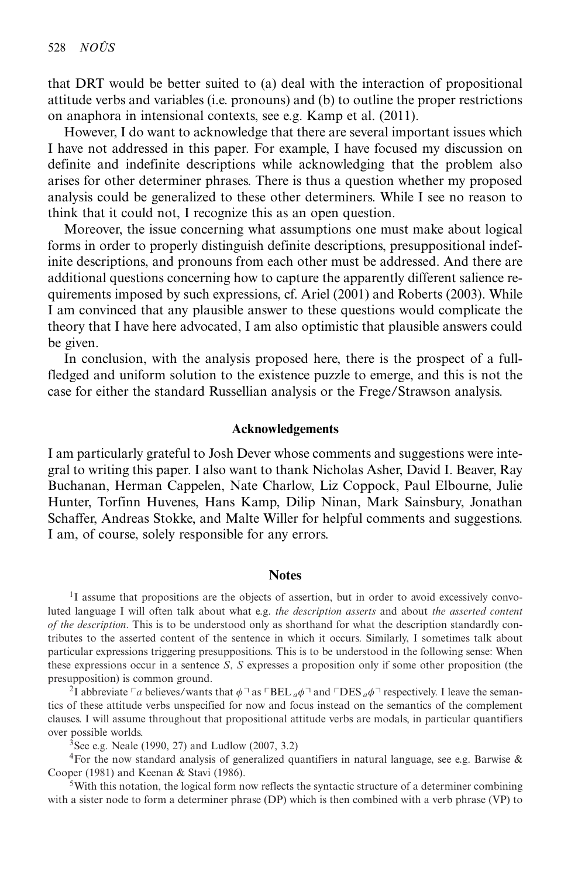that DRT would be better suited to (a) deal with the interaction of propositional attitude verbs and variables (i.e. pronouns) and (b) to outline the proper restrictions on anaphora in intensional contexts, see e.g. Kamp et al. (2011).

However, I do want to acknowledge that there are several important issues which I have not addressed in this paper. For example, I have focused my discussion on definite and indefinite descriptions while acknowledging that the problem also arises for other determiner phrases. There is thus a question whether my proposed analysis could be generalized to these other determiners. While I see no reason to think that it could not, I recognize this as an open question.

Moreover, the issue concerning what assumptions one must make about logical forms in order to properly distinguish definite descriptions, presuppositional indefinite descriptions, and pronouns from each other must be addressed. And there are additional questions concerning how to capture the apparently different salience requirements imposed by such expressions, cf. Ariel (2001) and Roberts (2003). While I am convinced that any plausible answer to these questions would complicate the theory that I have here advocated, I am also optimistic that plausible answers could be given.

In conclusion, with the analysis proposed here, there is the prospect of a full-fledged and uniform solution to the existence puzzle to emerge, and this is not the case for either the standard Russellian analysis or the Frege/Strawson analysis.

## Acknowledgements

I am particularly grateful to Josh Dever whose comments and suggestions were integral to writing this paper. I also want to thank Nicholas Asher, David I. Beaver, Ray Buchanan, Herman Cappelen, Nate Charlow, Liz Coppock, Paul Elbourne, Julie Hunter, Torfinn Huvenes, Hans Kamp, Dilip Ninan, Mark Sainsbury, Jonathan Schaffer, Andreas Stokke, and Malte Willer for helpful comments and suggestions. I am, of course, solely responsible for any errors.

## Notes

[1]I assume that propositions are the objects of assertion, but in order to avoid excessively convoluted language I will often talk about what e.g. *the description asserts* and about *the asserted content of the description*. This is to be understood only as shorthand for what the description standardly contributes to the asserted content of the sentence in which it occurs. Similarly, I sometimes talk about particular expressions triggering presuppositions. This is to be understood in the following sense: When these expressions occur in a sentence *S*, *S* expresses a proposition only if some other proposition (the presupposition) is common ground.

[2]I abbreviate $\ulcorner a$ believes/wants that $\phi\urcorner$ as $\ulcorner \text{BEL}_a\phi\urcorner$ and $\ulcorner \text{DES}_a\phi\urcorner$ respectively. I leave the semantics of these attitude verbs unspecified for now and focus instead on the semantics of the complement clauses. I will assume throughout that propositional attitude verbs are modals, in particular quantifiers over possible worlds.

[3]See e.g. Neale (1990, 27) and Ludlow (2007, 3.2)

[4]For the now standard analysis of generalized quantifiers in natural language, see e.g. Barwise & Cooper (1981) and Keenan & Stavi (1986).

[5]With this notation, the logical form now reflects the syntactic structure of a determiner combining with a sister node to form a determiner phrase (DP) which is then combined with a verb phrase (VP) to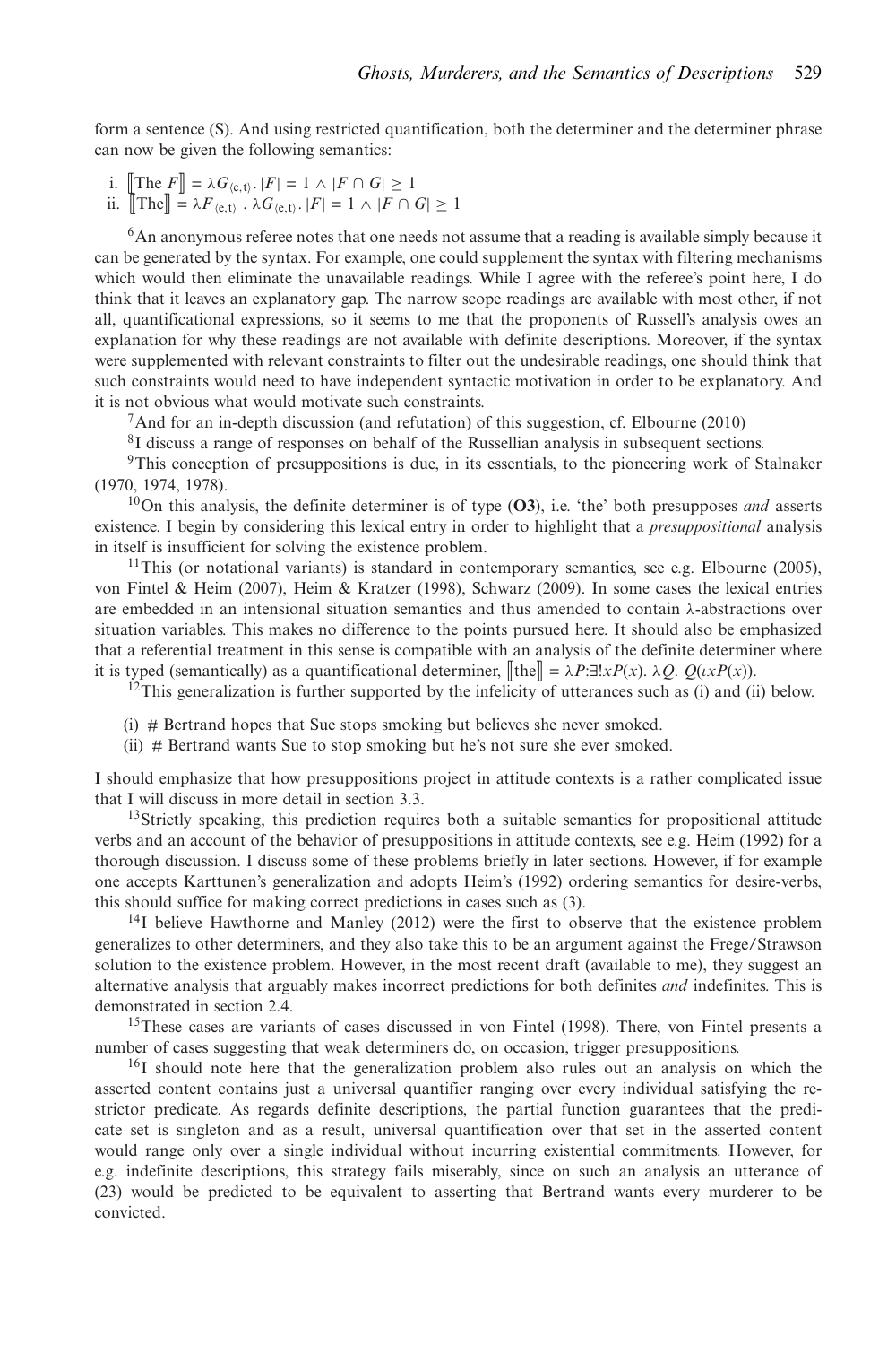form a sentence (S). And using restricted quantification, both the determiner and the determiner phrase can now be given the following semantics:

i. $[\![\text{The } F]\!] = \lambda G_{\langle e,t\rangle}. |F| = 1 \wedge |F \cap G| \geq 1$
ii. $[\![\text{The}]\!] = \lambda F_{\langle e,t\rangle}. \lambda G_{\langle e,t\rangle}. |F| = 1 \wedge |F \cap G| \geq 1$

[6]An anonymous referee notes that one needs not assume that a reading is available simply because it can be generated by the syntax. For example, one could supplement the syntax with filtering mechanisms which would then eliminate the unavailable readings. While I agree with the referee's point here, I do think that it leaves an explanatory gap. The narrow scope readings are available with most other, if not all, quantificational expressions, so it seems to me that the proponents of Russell's analysis owes an explanation for why these readings are not available with definite descriptions. Moreover, if the syntax were supplemented with relevant constraints to filter out the undesirable readings, one should think that such constraints would need to have independent syntactic motivation in order to be explanatory. And it is not obvious what would motivate such constraints.

[7]And for an in-depth discussion (and refutation) of this suggestion, cf. Elbourne (2010)

[8]I discuss a range of responses on behalf of the Russellian analysis in subsequent sections.

[9]This conception of presuppositions is due, in its essentials, to the pioneering work of Stalnaker (1970, 1974, 1978).

[10]On this analysis, the definite determiner is of type (**O3**), i.e. 'the' both presupposes *and* asserts existence. I begin by considering this lexical entry in order to highlight that a *presuppositional* analysis in itself is insufficient for solving the existence problem.

[11]This (or notational variants) is standard in contemporary semantics, see e.g. Elbourne (2005), von Fintel & Heim (2007), Heim & Kratzer (1998), Schwarz (2009). In some cases the lexical entries are embedded in an intensional situation semantics and thus amended to contain λ-abstractions over situation variables. This makes no difference to the points pursued here. It should also be emphasized that a referential treatment in this sense is compatible with an analysis of the definite determiner where it is typed (semantically) as a quantificational determiner, $[\![\text{the}]\!] = \lambda P{:}\exists! x P(x).\ \lambda Q.\ Q(\iota x P(x))$.

[12]This generalization is further supported by the infelicity of utterances such as (i) and (ii) below.

(i) # Bertrand hopes that Sue stops smoking but believes she never smoked.
(ii) # Bertrand wants Sue to stop smoking but he's not sure she ever smoked.

I should emphasize that how presuppositions project in attitude contexts is a rather complicated issue that I will discuss in more detail in section 3.3.

[13]Strictly speaking, this prediction requires both a suitable semantics for propositional attitude verbs and an account of the behavior of presuppositions in attitude contexts, see e.g. Heim (1992) for a thorough discussion. I discuss some of these problems briefly in later sections. However, if for example one accepts Karttunen's generalization and adopts Heim's (1992) ordering semantics for desire-verbs, this should suffice for making correct predictions in cases such as (3).

[14]I believe Hawthorne and Manley (2012) were the first to observe that the existence problem generalizes to other determiners, and they also take this to be an argument against the Frege/Strawson solution to the existence problem. However, in the most recent draft (available to me), they suggest an alternative analysis that arguably makes incorrect predictions for both definites *and* indefinites. This is demonstrated in section 2.4.

[15]These cases are variants of cases discussed in von Fintel (1998). There, von Fintel presents a number of cases suggesting that weak determiners do, on occasion, trigger presuppositions.

[16]I should note here that the generalization problem also rules out an analysis on which the asserted content contains just a universal quantifier ranging over every individual satisfying the restrictor predicate. As regards definite descriptions, the partial function guarantees that the predicate set is singleton and as a result, universal quantification over that set in the asserted content would range only over a single individual without incurring existential commitments. However, for e.g. indefinite descriptions, this strategy fails miserably, since on such an analysis an utterance of (23) would be predicted to be equivalent to asserting that Bertrand wants every murderer to be convicted.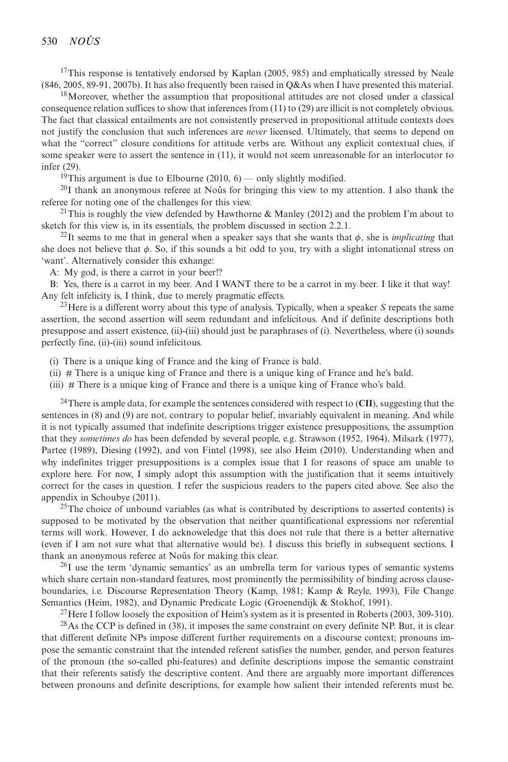[17]This response is tentatively endorsed by Kaplan (2005, 985) and emphatically stressed by Neale (846, 2005, 89-91, 2007b). It has also frequently been raised in Q&As when I have presented this material.

[18]Moreover, whether the assumption that propositional attitudes are not closed under a classical consequence relation suffices to show that inferences from (11) to (29) are illicit is not completely obvious. The fact that classical entailments are not consistently preserved in propositional attitude contexts does not justify the conclusion that such inferences are *never* licensed. Ultimately, that seems to depend on what the "correct" closure conditions for attitude verbs are. Without any explicit contextual clues, if some speaker were to assert the sentence in (11), it would not seem unreasonable for an interlocutor to infer (29).

[19]This argument is due to Elbourne (2010, 6) — only slightly modified.

[20]I thank an anonymous referee at Noûs for bringing this view to my attention. I also thank the referee for noting one of the challenges for this view.

[21]This is roughly the view defended by Hawthorne & Manley (2012) and the problem I'm about to sketch for this view is, in its essentials, the problem discussed in section 2.2.1.

[22]It seems to me that in general when a speaker says that she wants that $\phi$, she is *implicating* that she does not believe that $\phi$. So, if this sounds a bit odd to you, try with a slight intonational stress on 'want'. Alternatively consider this exhange:

A: My god, is there a carrot in your beer!?

B: Yes, there is a carrot in my beer. And I WANT there to be a carrot in my beer. I like it that way!

Any felt infelicity is, I think, due to merely pragmatic effects.

[23]Here is a different worry about this type of analysis. Typically, when a speaker *S* repeats the same assertion, the second assertion will seem redundant and infelicitous. And if definite descriptions both presuppose and assert existence, (ii)-(iii) should just be paraphrases of (i). Nevertheless, where (i) sounds perfectly fine, (ii)-(iii) sound infelicitous.

(i) There is a unique king of France and the king of France is bald.

(ii) # There is a unique king of France and there is a unique king of France and he's bald.

(iii) # There is a unique king of France and there is a unique king of France who's bald.

[24]There is ample data, for example the sentences considered with respect to (**CII**), suggesting that the sentences in (8) and (9) are not, contrary to popular belief, invariably equivalent in meaning. And while it is not typically assumed that indefinite descriptions trigger existence presuppositions, the assumption that they *sometimes do* has been defended by several people, e.g. Strawson (1952, 1964), Milsark (1977), Partee (1989), Diesing (1992), and von Fintel (1998), see also Heim (2010). Understanding when and why indefinites trigger presuppositions is a complex issue that I for reasons of space am unable to explore here. For now, I simply adopt this assumption with the justification that it seems intuitively correct for the cases in question. I refer the suspicious readers to the papers cited above. See also the appendix in Schoubye (2011).

[25]The choice of unbound variables (as what is contributed by descriptions to asserted contents) is supposed to be motivated by the observation that neither quantificational expressions nor referential terms will work. However, I do acknoweledge that this does not rule that there is a better alternative (even if I am not sure what that alternative would be). I discuss this briefly in subsequent sections. I thank an anonymous referee at Noûs for making this clear.

[26]I use the term 'dynamic semantics' as an umbrella term for various types of semantic systems which share certain non-standard features, most prominently the permissibility of binding across clause-boundaries, i.e. Discourse Representation Theory (Kamp, 1981; Kamp & Reyle, 1993), File Change Semantics (Heim, 1982), and Dynamic Predicate Logic (Groenendijk & Stokhof, 1991).

[27]Here I follow loosely the exposition of Heim's system as it is presented in Roberts (2003, 309-310).

[28]As the CCP is defined in (38), it imposes the same constraint on every definite NP. But, it is clear that different definite NPs impose different further requirements on a discourse context; pronouns impose the semantic constraint that the intended referent satisfies the number, gender, and person features of the pronoun (the so-called phi-features) and definite descriptions impose the semantic constraint that their referents satisfy the descriptive content. And there are arguably more important differences between pronouns and definite descriptions, for example how salient their intended referents must be.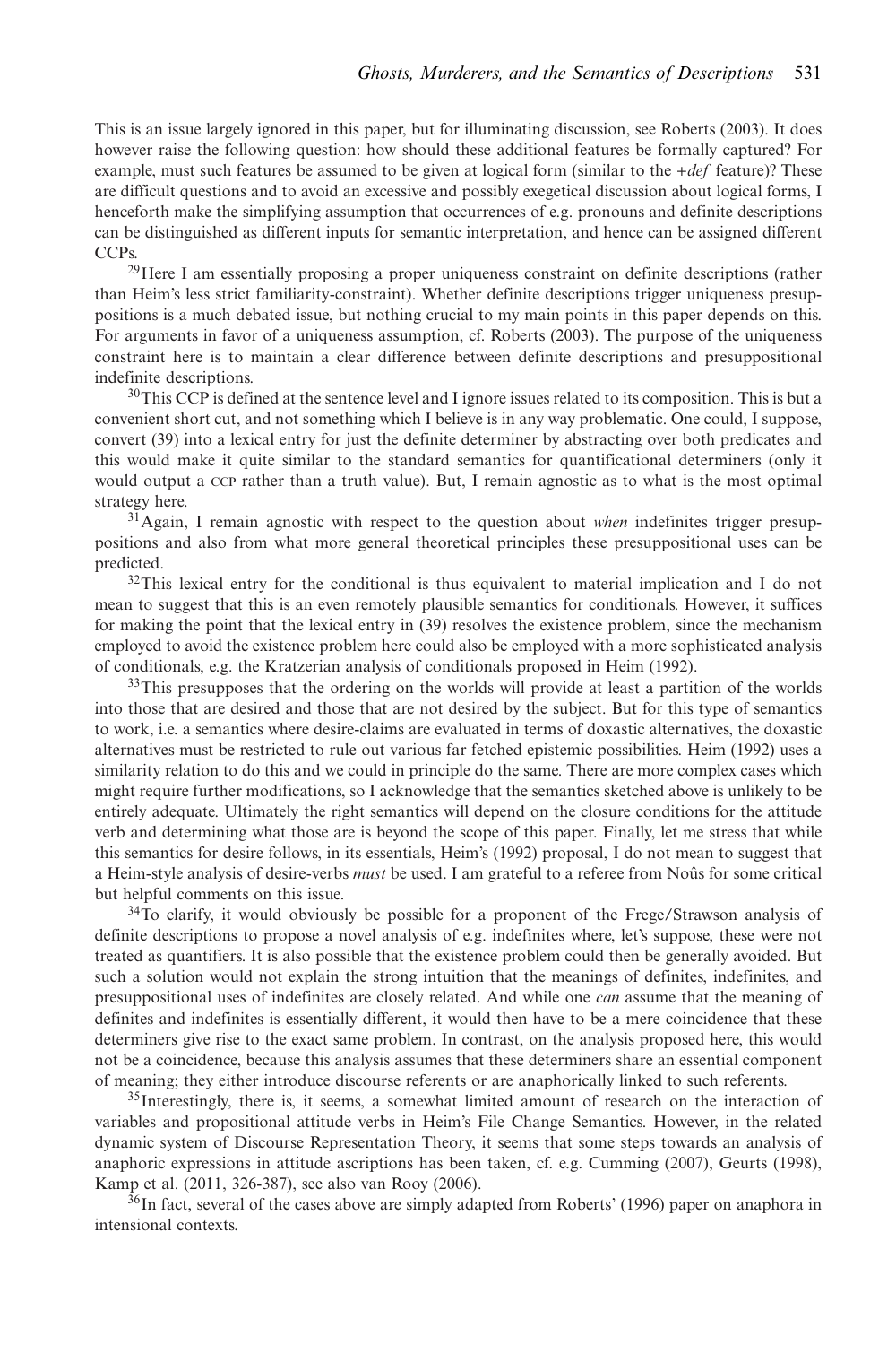This is an issue largely ignored in this paper, but for illuminating discussion, see Roberts (2003). It does however raise the following question: how should these additional features be formally captured? For example, must such features be assumed to be given at logical form (similar to the *+def* feature)? These are difficult questions and to avoid an excessive and possibly exegetical discussion about logical forms, I henceforth make the simplifying assumption that occurrences of e.g. pronouns and definite descriptions can be distinguished as different inputs for semantic interpretation, and hence can be assigned different CCPs.

[29]Here I am essentially proposing a proper uniqueness constraint on definite descriptions (rather than Heim's less strict familiarity-constraint). Whether definite descriptions trigger uniqueness presuppositions is a much debated issue, but nothing crucial to my main points in this paper depends on this. For arguments in favor of a uniqueness assumption, cf. Roberts (2003). The purpose of the uniqueness constraint here is to maintain a clear difference between definite descriptions and presuppositional indefinite descriptions.

[30]This CCP is defined at the sentence level and I ignore issues related to its composition. This is but a convenient short cut, and not something which I believe is in any way problematic. One could, I suppose, convert (39) into a lexical entry for just the definite determiner by abstracting over both predicates and this would make it quite similar to the standard semantics for quantificational determiners (only it would output a CCP rather than a truth value). But, I remain agnostic as to what is the most optimal strategy here.

[31]Again, I remain agnostic with respect to the question about *when* indefinites trigger presuppositions and also from what more general theoretical principles these presuppositional uses can be predicted.

[32]This lexical entry for the conditional is thus equivalent to material implication and I do not mean to suggest that this is an even remotely plausible semantics for conditionals. However, it suffices for making the point that the lexical entry in (39) resolves the existence problem, since the mechanism employed to avoid the existence problem here could also be employed with a more sophisticated analysis of conditionals, e.g. the Kratzerian analysis of conditionals proposed in Heim (1992).

[33]This presupposes that the ordering on the worlds will provide at least a partition of the worlds into those that are desired and those that are not desired by the subject. But for this type of semantics to work, i.e. a semantics where desire-claims are evaluated in terms of doxastic alternatives, the doxastic alternatives must be restricted to rule out various far fetched epistemic possibilities. Heim (1992) uses a similarity relation to do this and we could in principle do the same. There are more complex cases which might require further modifications, so I acknowledge that the semantics sketched above is unlikely to be entirely adequate. Ultimately the right semantics will depend on the closure conditions for the attitude verb and determining what those are is beyond the scope of this paper. Finally, let me stress that while this semantics for desire follows, in its essentials, Heim's (1992) proposal, I do not mean to suggest that a Heim-style analysis of desire-verbs *must* be used. I am grateful to a referee from Noûs for some critical but helpful comments on this issue.

[34]To clarify, it would obviously be possible for a proponent of the Frege/Strawson analysis of definite descriptions to propose a novel analysis of e.g. indefinites where, let's suppose, these were not treated as quantifiers. It is also possible that the existence problem could then be generally avoided. But such a solution would not explain the strong intuition that the meanings of definites, indefinites, and presuppositional uses of indefinites are closely related. And while one *can* assume that the meaning of definites and indefinites is essentially different, it would then have to be a mere coincidence that these determiners give rise to the exact same problem. In contrast, on the analysis proposed here, this would not be a coincidence, because this analysis assumes that these determiners share an essential component of meaning; they either introduce discourse referents or are anaphorically linked to such referents.

[35]Interestingly, there is, it seems, a somewhat limited amount of research on the interaction of variables and propositional attitude verbs in Heim's File Change Semantics. However, in the related dynamic system of Discourse Representation Theory, it seems that some steps towards an analysis of anaphoric expressions in attitude ascriptions has been taken, cf. e.g. Cumming (2007), Geurts (1998), Kamp et al. (2011, 326-387), see also van Rooy (2006).

[36]In fact, several of the cases above are simply adapted from Roberts' (1996) paper on anaphora in intensional contexts.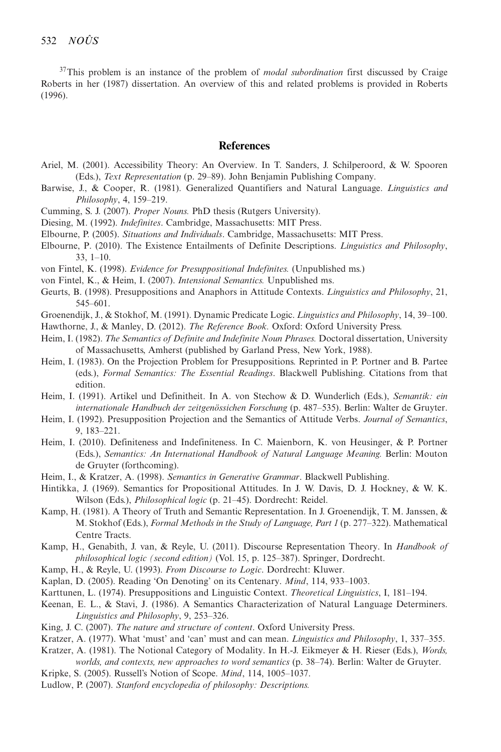[37]This problem is an instance of the problem of *modal subordination* first discussed by Craige Roberts in her (1987) dissertation. An overview of this and related problems is provided in Roberts (1996).

## References

Ariel, M. (2001). Accessibility Theory: An Overview. In T. Sanders, J. Schilperoord, & W. Spooren (Eds.), *Text Representation* (p. 29–89). John Benjamin Publishing Company.

Barwise, J., & Cooper, R. (1981). Generalized Quantifiers and Natural Language. *Linguistics and Philosophy*, 4, 159–219.

Cumming, S. J. (2007). *Proper Nouns.* PhD thesis (Rutgers University).

Diesing, M. (1992). *Indefinites*. Cambridge, Massachusetts: MIT Press.

Elbourne, P. (2005). *Situations and Individuals*. Cambridge, Massachusetts: MIT Press.

Elbourne, P. (2010). The Existence Entailments of Definite Descriptions. *Linguistics and Philosophy*, 33, 1–10.

von Fintel, K. (1998). *Evidence for Presuppositional Indefinites.* (Unpublished ms.)

von Fintel, K., & Heim, I. (2007). *Intensional Semantics.* Unpublished ms.

Geurts, B. (1998). Presuppositions and Anaphors in Attitude Contexts. *Linguistics and Philosophy*, 21, 545–601.

Groenendijk, J., & Stokhof, M. (1991). Dynamic Predicate Logic. *Linguistics and Philosophy*, 14, 39–100.

Hawthorne, J., & Manley, D. (2012). *The Reference Book.* Oxford: Oxford University Press.

Heim, I. (1982). *The Semantics of Definite and Indefinite Noun Phrases.* Doctoral dissertation, University of Massachusetts, Amherst (published by Garland Press, New York, 1988).

Heim, I. (1983). On the Projection Problem for Presuppositions. Reprinted in P. Portner and B. Partee (eds.), *Formal Semantics: The Essential Readings*. Blackwell Publishing. Citations from that edition.

Heim, I. (1991). Artikel und Definitheit. In A. von Stechow & D. Wunderlich (Eds.), *Semantik: ein internationale Handbuch der zeitgenössichen Forschung* (p. 487–535). Berlin: Walter de Gruyter.

Heim, I. (1992). Presupposition Projection and the Semantics of Attitude Verbs. *Journal of Semantics*, 9, 183–221.

Heim, I. (2010). Definiteness and Indefiniteness. In C. Maienborn, K. von Heusinger, & P. Portner (Eds.), *Semantics: An International Handbook of Natural Language Meaning.* Berlin: Mouton de Gruyter (forthcoming).

Heim, I., & Kratzer, A. (1998). *Semantics in Generative Grammar*. Blackwell Publishing.

Hintikka, J. (1969). Semantics for Propositional Attitudes. In J. W. Davis, D. J. Hockney, & W. K. Wilson (Eds.), *Philosophical logic* (p. 21–45). Dordrecht: Reidel.

Kamp, H. (1981). A Theory of Truth and Semantic Representation. In J. Groenendijk, T. M. Janssen, & M. Stokhof (Eds.), *Formal Methods in the Study of Language, Part 1* (p. 277–322). Mathematical Centre Tracts.

Kamp, H., Genabith, J. van, & Reyle, U. (2011). Discourse Representation Theory. In *Handbook of philosophical logic (second edition)* (Vol. 15, p. 125–387). Springer, Dordrecht.

Kamp, H., & Reyle, U. (1993). *From Discourse to Logic*. Dordrecht: Kluwer.

Kaplan, D. (2005). Reading 'On Denoting' on its Centenary. *Mind*, 114, 933–1003.

Karttunen, L. (1974). Presuppositions and Linguistic Context. *Theoretical Linguistics*, I, 181–194.

Keenan, E. L., & Stavi, J. (1986). A Semantics Characterization of Natural Language Determiners. *Linguistics and Philosophy*, 9, 253–326.

King, J. C. (2007). *The nature and structure of content*. Oxford University Press.

Kratzer, A. (1977). What 'must' and 'can' must and can mean. *Linguistics and Philosophy*, 1, 337–355.

Kratzer, A. (1981). The Notional Category of Modality. In H.-J. Eikmeyer & H. Rieser (Eds.), *Words, worlds, and contexts, new approaches to word semantics* (p. 38–74). Berlin: Walter de Gruyter.

Kripke, S. (2005). Russell's Notion of Scope. *Mind*, 114, 1005–1037.

Ludlow, P. (2007). *Stanford encyclopedia of philosophy: Descriptions.*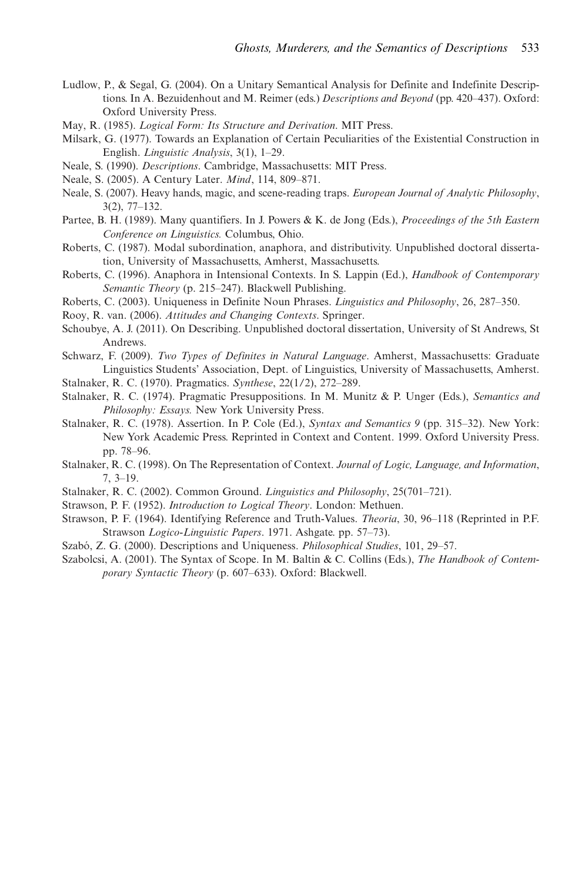Ludlow, P., & Segal, G. (2004). On a Unitary Semantical Analysis for Definite and Indefinite Descriptions. In A. Bezuidenhout and M. Reimer (eds.) *Descriptions and Beyond* (pp. 420–437). Oxford: Oxford University Press.

May, R. (1985). *Logical Form: Its Structure and Derivation*. MIT Press.

Milsark, G. (1977). Towards an Explanation of Certain Peculiarities of the Existential Construction in English. *Linguistic Analysis*, 3(1), 1–29.

Neale, S. (1990). *Descriptions*. Cambridge, Massachusetts: MIT Press.

Neale, S. (2005). A Century Later. *Mind*, 114, 809–871.

Neale, S. (2007). Heavy hands, magic, and scene-reading traps. *European Journal of Analytic Philosophy*, 3(2), 77–132.

Partee, B. H. (1989). Many quantifiers. In J. Powers & K. de Jong (Eds.), *Proceedings of the 5th Eastern Conference on Linguistics.* Columbus, Ohio.

Roberts, C. (1987). Modal subordination, anaphora, and distributivity. Unpublished doctoral dissertation, University of Massachusetts, Amherst, Massachusetts.

Roberts, C. (1996). Anaphora in Intensional Contexts. In S. Lappin (Ed.), *Handbook of Contemporary Semantic Theory* (p. 215–247). Blackwell Publishing.

Roberts, C. (2003). Uniqueness in Definite Noun Phrases. *Linguistics and Philosophy*, 26, 287–350.

Rooy, R. van. (2006). *Attitudes and Changing Contexts*. Springer.

Schoubye, A. J. (2011). On Describing. Unpublished doctoral dissertation, University of St Andrews, St Andrews.

Schwarz, F. (2009). *Two Types of Definites in Natural Language*. Amherst, Massachusetts: Graduate Linguistics Students' Association, Dept. of Linguistics, University of Massachusetts, Amherst.

Stalnaker, R. C. (1970). Pragmatics. *Synthese*, 22(1/2), 272–289.

Stalnaker, R. C. (1974). Pragmatic Presuppositions. In M. Munitz & P. Unger (Eds.), *Semantics and Philosophy: Essays.* New York University Press.

Stalnaker, R. C. (1978). Assertion. In P. Cole (Ed.), *Syntax and Semantics 9* (pp. 315–32). New York: New York Academic Press. Reprinted in Context and Content. 1999. Oxford University Press. pp. 78–96.

Stalnaker, R. C. (1998). On The Representation of Context. *Journal of Logic, Language, and Information*, 7, 3–19.

Stalnaker, R. C. (2002). Common Ground. *Linguistics and Philosophy*, 25(701–721).

Strawson, P. F. (1952). *Introduction to Logical Theory*. London: Methuen.

Strawson, P. F. (1964). Identifying Reference and Truth-Values. *Theoria*, 30, 96–118 (Reprinted in P.F. Strawson *Logico-Linguistic Papers*. 1971. Ashgate. pp. 57–73).

Szabó, Z. G. (2000). Descriptions and Uniqueness. *Philosophical Studies*, 101, 29–57.

Szabolcsi, A. (2001). The Syntax of Scope. In M. Baltin & C. Collins (Eds.), *The Handbook of Contemporary Syntactic Theory* (p. 607–633). Oxford: Blackwell.